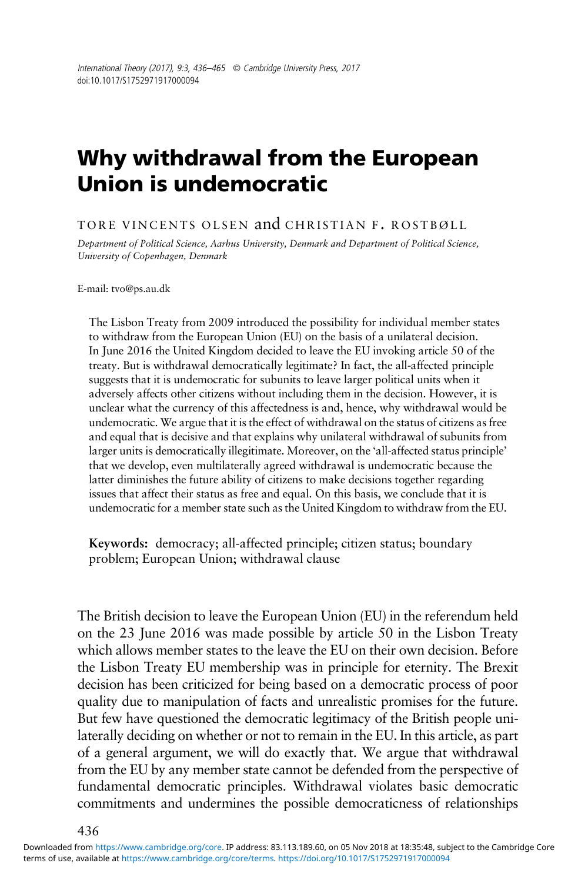# Why withdrawal from the European Union is undemocratic

TORE VINCENTS OLSEN and CHRISTIAN F. ROSTBØLL

*Department of Political Science, Aarhus University, Denmark and Department of Political Science, University of Copenhagen, Denmark*

E-mail: tvo@ps.au.dk

The Lisbon Treaty from 2009 introduced the possibility for individual member states to withdraw from the European Union (EU) on the basis of a unilateral decision. In June 2016 the United Kingdom decided to leave the EU invoking article 50 of the treaty. But is withdrawal democratically legitimate? In fact, the all-affected principle suggests that it is undemocratic for subunits to leave larger political units when it adversely affects other citizens without including them in the decision. However, it is unclear what the currency of this affectedness is and, hence, why withdrawal would be undemocratic. We argue that it is the effect of withdrawal on the status of citizens as free and equal that is decisive and that explains why unilateral withdrawal of subunits from larger units is democratically illegitimate. Moreover, on the 'all-affected status principle' that we develop, even multilaterally agreed withdrawal is undemocratic because the latter diminishes the future ability of citizens to make decisions together regarding issues that affect their status as free and equal. On this basis, we conclude that it is undemocratic for a member state such as the United Kingdom to withdraw from the EU.

**Keywords:** democracy; all-affected principle; citizen status; boundary problem; European Union; withdrawal clause

The British decision to leave the European Union (EU) in the referendum held on the 23 June 2016 was made possible by article 50 in the Lisbon Treaty which allows member states to the leave the EU on their own decision. Before the Lisbon Treaty EU membership was in principle for eternity. The Brexit decision has been criticized for being based on a democratic process of poor quality due to manipulation of facts and unrealistic promises for the future. But few have questioned the democratic legitimacy of the British people unilaterally deciding on whether or not to remain in the EU. In this article, as part of a general argument, we will do exactly that. We argue that withdrawal from the EU by any member state cannot be defended from the perspective of fundamental democratic principles. Withdrawal violates basic democratic commitments and undermines the possible democraticness of relationships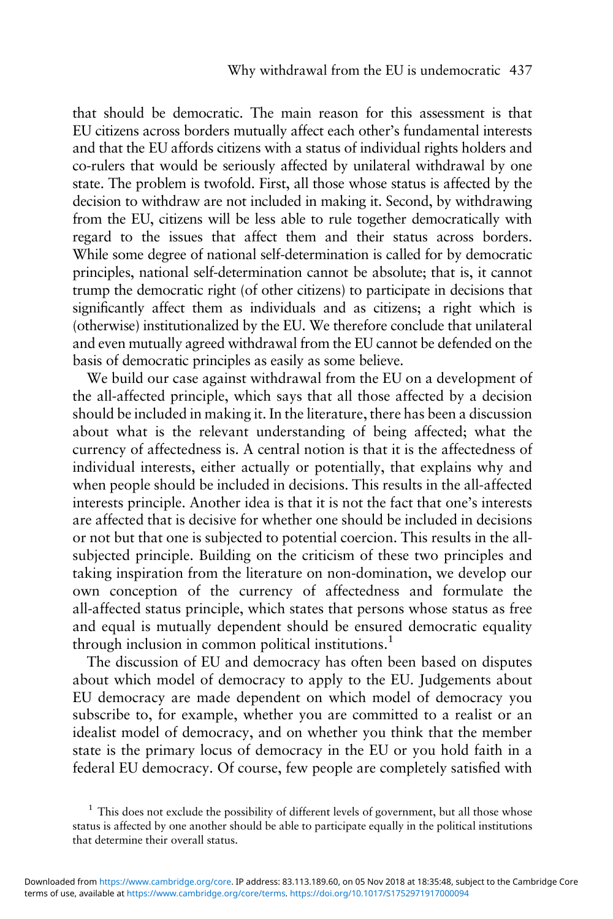that should be democratic. The main reason for this assessment is that EU citizens across borders mutually affect each other's fundamental interests and that the EU affords citizens with a status of individual rights holders and co-rulers that would be seriously affected by unilateral withdrawal by one state. The problem is twofold. First, all those whose status is affected by the decision to withdraw are not included in making it. Second, by withdrawing from the EU, citizens will be less able to rule together democratically with regard to the issues that affect them and their status across borders. While some degree of national self-determination is called for by democratic principles, national self-determination cannot be absolute; that is, it cannot trump the democratic right (of other citizens) to participate in decisions that significantly affect them as individuals and as citizens; a right which is (otherwise) institutionalized by the EU. We therefore conclude that unilateral and even mutually agreed withdrawal from the EU cannot be defended on the basis of democratic principles as easily as some believe.

We build our case against withdrawal from the EU on a development of the all-affected principle, which says that all those affected by a decision should be included in making it. In the literature, there has been a discussion about what is the relevant understanding of being affected; what the currency of affectedness is. A central notion is that it is the affectedness of individual interests, either actually or potentially, that explains why and when people should be included in decisions. This results in the all-affected interests principle. Another idea is that it is not the fact that one's interests are affected that is decisive for whether one should be included in decisions or not but that one is subjected to potential coercion. This results in the all-subjected principle. Building on the criticism of these two principles and taking inspiration from the literature on non-domination, we develop our own conception of the currency of affectedness and formulate the all-affected status principle, which states that persons whose status as free and equal is mutually dependent should be ensured democratic equality through inclusion in common political institutions.[1]

The discussion of EU and democracy has often been based on disputes about which model of democracy to apply to the EU. Judgements about EU democracy are made dependent on which model of democracy you subscribe to, for example, whether you are committed to a realist or an idealist model of democracy, and on whether you think that the member state is the primary locus of democracy in the EU or you hold faith in a federal EU democracy. Of course, few people are completely satisfied with

[1] This does not exclude the possibility of different levels of government, but all those whose status is affected by one another should be able to participate equally in the political institutions that determine their overall status.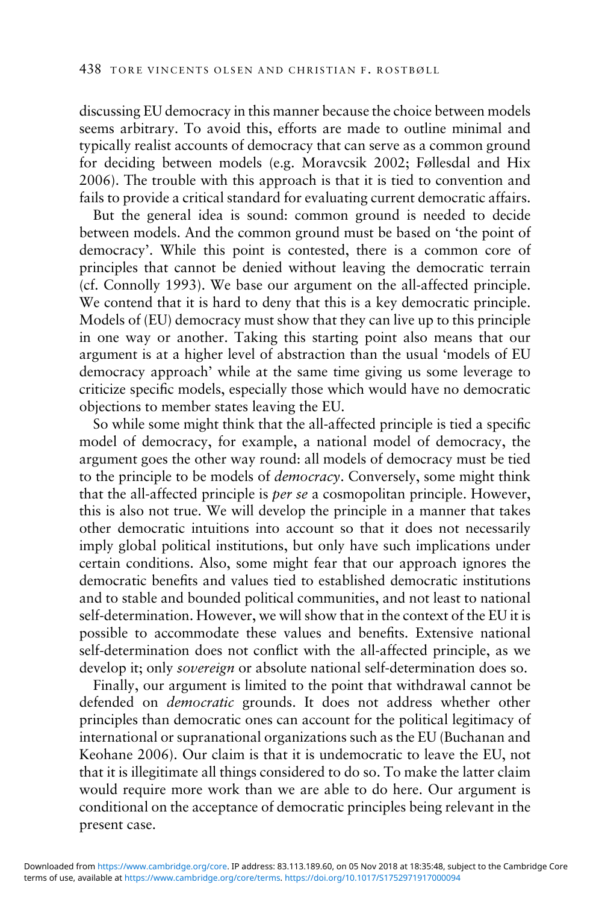discussing EU democracy in this manner because the choice between models seems arbitrary. To avoid this, efforts are made to outline minimal and typically realist accounts of democracy that can serve as a common ground for deciding between models (e.g. Moravcsik 2002; Føllesdal and Hix 2006). The trouble with this approach is that it is tied to convention and fails to provide a critical standard for evaluating current democratic affairs.

But the general idea is sound: common ground is needed to decide between models. And the common ground must be based on 'the point of democracy'. While this point is contested, there is a common core of principles that cannot be denied without leaving the democratic terrain (cf. Connolly 1993). We base our argument on the all-affected principle. We contend that it is hard to deny that this is a key democratic principle. Models of (EU) democracy must show that they can live up to this principle in one way or another. Taking this starting point also means that our argument is at a higher level of abstraction than the usual 'models of EU democracy approach' while at the same time giving us some leverage to criticize specific models, especially those which would have no democratic objections to member states leaving the EU.

So while some might think that the all-affected principle is tied a specific model of democracy, for example, a national model of democracy, the argument goes the other way round: all models of democracy must be tied to the principle to be models of *democracy*. Conversely, some might think that the all-affected principle is *per se* a cosmopolitan principle. However, this is also not true. We will develop the principle in a manner that takes other democratic intuitions into account so that it does not necessarily imply global political institutions, but only have such implications under certain conditions. Also, some might fear that our approach ignores the democratic benefits and values tied to established democratic institutions and to stable and bounded political communities, and not least to national self-determination. However, we will show that in the context of the EU it is possible to accommodate these values and benefits. Extensive national self-determination does not conflict with the all-affected principle, as we develop it; only *sovereign* or absolute national self-determination does so.

Finally, our argument is limited to the point that withdrawal cannot be defended on *democratic* grounds. It does not address whether other principles than democratic ones can account for the political legitimacy of international or supranational organizations such as the EU (Buchanan and Keohane 2006). Our claim is that it is undemocratic to leave the EU, not that it is illegitimate all things considered to do so. To make the latter claim would require more work than we are able to do here. Our argument is conditional on the acceptance of democratic principles being relevant in the present case.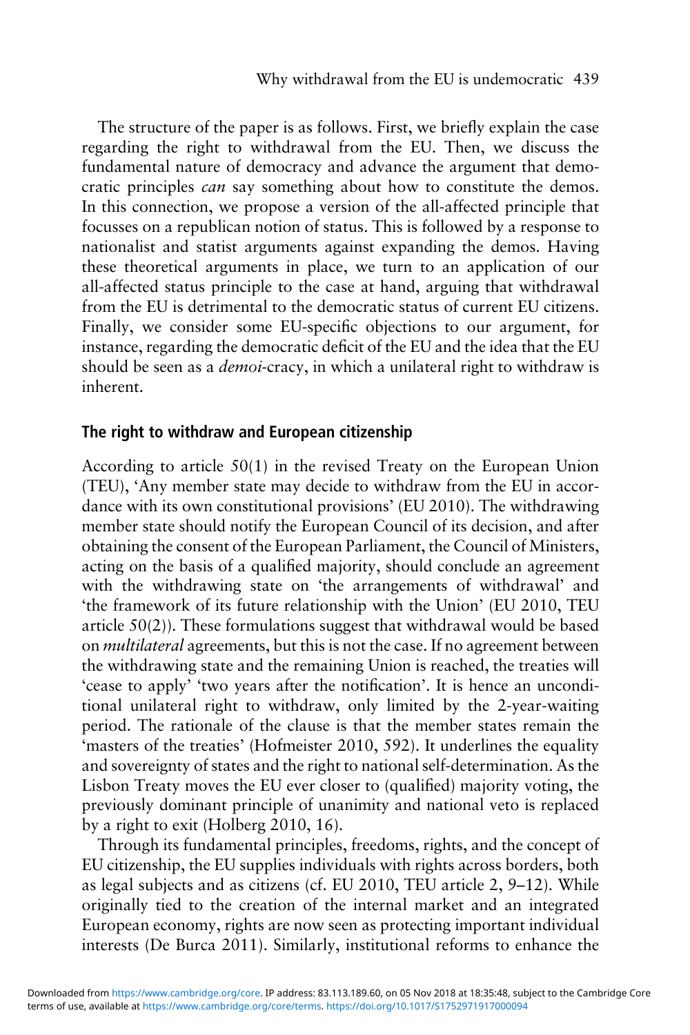The structure of the paper is as follows. First, we briefly explain the case regarding the right to withdrawal from the EU. Then, we discuss the fundamental nature of democracy and advance the argument that democratic principles *can* say something about how to constitute the demos. In this connection, we propose a version of the all-affected principle that focusses on a republican notion of status. This is followed by a response to nationalist and statist arguments against expanding the demos. Having these theoretical arguments in place, we turn to an application of our all-affected status principle to the case at hand, arguing that withdrawal from the EU is detrimental to the democratic status of current EU citizens. Finally, we consider some EU-specific objections to our argument, for instance, regarding the democratic deficit of the EU and the idea that the EU should be seen as a *demoi*-cracy, in which a unilateral right to withdraw is inherent.

## The right to withdraw and European citizenship

According to article 50(1) in the revised Treaty on the European Union (TEU), 'Any member state may decide to withdraw from the EU in accordance with its own constitutional provisions' (EU 2010). The withdrawing member state should notify the European Council of its decision, and after obtaining the consent of the European Parliament, the Council of Ministers, acting on the basis of a qualified majority, should conclude an agreement with the withdrawing state on 'the arrangements of withdrawal' and 'the framework of its future relationship with the Union' (EU 2010, TEU article 50(2)). These formulations suggest that withdrawal would be based on *multilateral* agreements, but this is not the case. If no agreement between the withdrawing state and the remaining Union is reached, the treaties will 'cease to apply' 'two years after the notification'. It is hence an unconditional unilateral right to withdraw, only limited by the 2-year-waiting period. The rationale of the clause is that the member states remain the 'masters of the treaties' (Hofmeister 2010, 592). It underlines the equality and sovereignty of states and the right to national self-determination. As the Lisbon Treaty moves the EU ever closer to (qualified) majority voting, the previously dominant principle of unanimity and national veto is replaced by a right to exit (Holberg 2010, 16).

Through its fundamental principles, freedoms, rights, and the concept of EU citizenship, the EU supplies individuals with rights across borders, both as legal subjects and as citizens (cf. EU 2010, TEU article 2, 9–12). While originally tied to the creation of the internal market and an integrated European economy, rights are now seen as protecting important individual interests (De Burca 2011). Similarly, institutional reforms to enhance the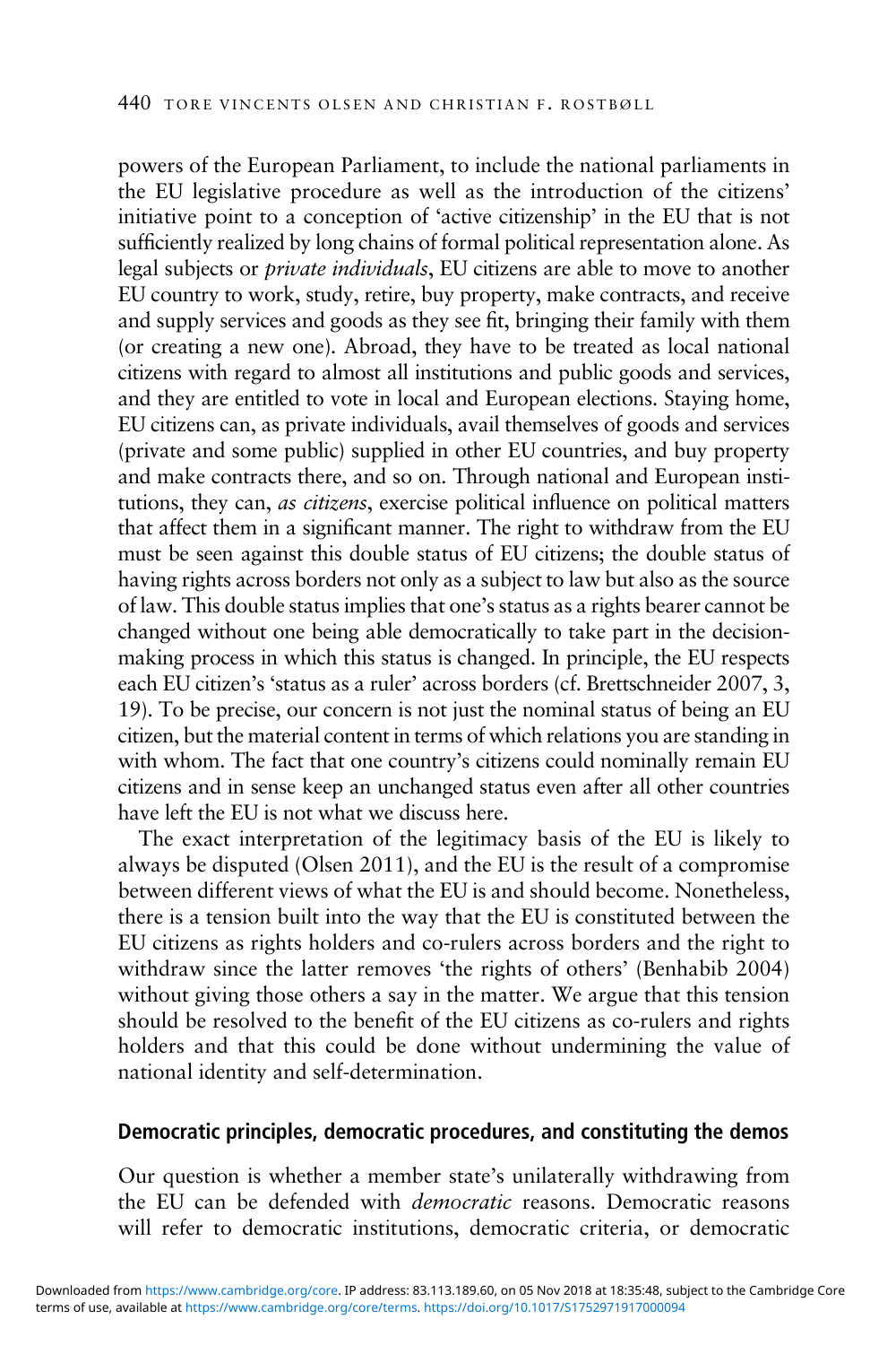powers of the European Parliament, to include the national parliaments in the EU legislative procedure as well as the introduction of the citizens' initiative point to a conception of 'active citizenship' in the EU that is not sufficiently realized by long chains of formal political representation alone. As legal subjects or *private individuals*, EU citizens are able to move to another EU country to work, study, retire, buy property, make contracts, and receive and supply services and goods as they see fit, bringing their family with them (or creating a new one). Abroad, they have to be treated as local national citizens with regard to almost all institutions and public goods and services, and they are entitled to vote in local and European elections. Staying home, EU citizens can, as private individuals, avail themselves of goods and services (private and some public) supplied in other EU countries, and buy property and make contracts there, and so on. Through national and European institutions, they can, *as citizens*, exercise political influence on political matters that affect them in a significant manner. The right to withdraw from the EU must be seen against this double status of EU citizens; the double status of having rights across borders not only as a subject to law but also as the source of law. This double status implies that one's status as a rights bearer cannot be changed without one being able democratically to take part in the decision-making process in which this status is changed. In principle, the EU respects each EU citizen's 'status as a ruler' across borders (cf. Brettschneider 2007, 3, 19). To be precise, our concern is not just the nominal status of being an EU citizen, but the material content in terms of which relations you are standing in with whom. The fact that one country's citizens could nominally remain EU citizens and in sense keep an unchanged status even after all other countries have left the EU is not what we discuss here.

The exact interpretation of the legitimacy basis of the EU is likely to always be disputed (Olsen 2011), and the EU is the result of a compromise between different views of what the EU is and should become. Nonetheless, there is a tension built into the way that the EU is constituted between the EU citizens as rights holders and co-rulers across borders and the right to withdraw since the latter removes 'the rights of others' (Benhabib 2004) without giving those others a say in the matter. We argue that this tension should be resolved to the benefit of the EU citizens as co-rulers and rights holders and that this could be done without undermining the value of national identity and self-determination.

## Democratic principles, democratic procedures, and constituting the demos

Our question is whether a member state's unilaterally withdrawing from the EU can be defended with *democratic* reasons. Democratic reasons will refer to democratic institutions, democratic criteria, or democratic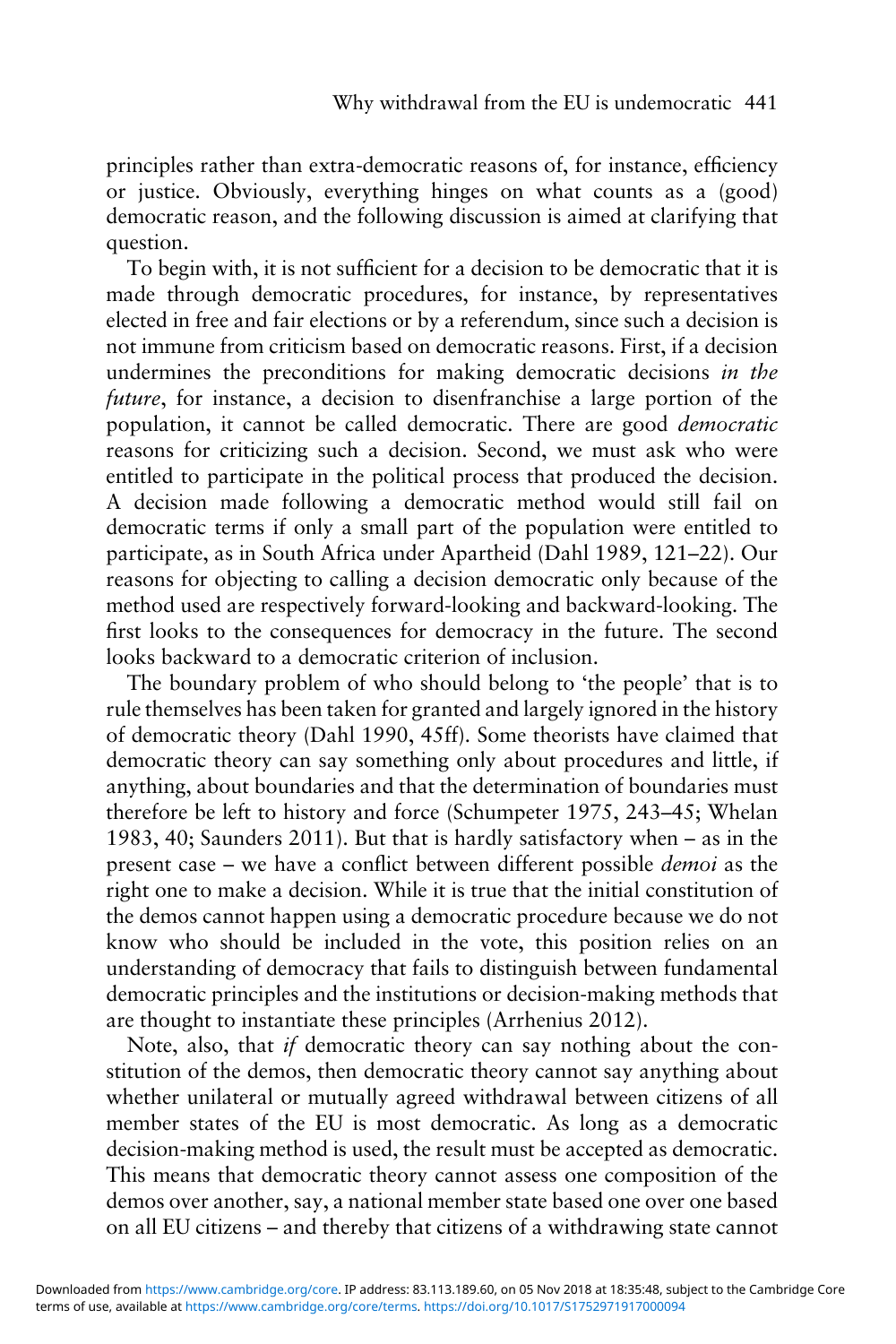principles rather than extra-democratic reasons of, for instance, efficiency or justice. Obviously, everything hinges on what counts as a (good) democratic reason, and the following discussion is aimed at clarifying that question.

To begin with, it is not sufficient for a decision to be democratic that it is made through democratic procedures, for instance, by representatives elected in free and fair elections or by a referendum, since such a decision is not immune from criticism based on democratic reasons. First, if a decision undermines the preconditions for making democratic decisions *in the future*, for instance, a decision to disenfranchise a large portion of the population, it cannot be called democratic. There are good *democratic* reasons for criticizing such a decision. Second, we must ask who were entitled to participate in the political process that produced the decision. A decision made following a democratic method would still fail on democratic terms if only a small part of the population were entitled to participate, as in South Africa under Apartheid (Dahl 1989, 121–22). Our reasons for objecting to calling a decision democratic only because of the method used are respectively forward-looking and backward-looking. The first looks to the consequences for democracy in the future. The second looks backward to a democratic criterion of inclusion.

The boundary problem of who should belong to 'the people' that is to rule themselves has been taken for granted and largely ignored in the history of democratic theory (Dahl 1990, 45ff). Some theorists have claimed that democratic theory can say something only about procedures and little, if anything, about boundaries and that the determination of boundaries must therefore be left to history and force (Schumpeter 1975, 243–45; Whelan 1983, 40; Saunders 2011). But that is hardly satisfactory when – as in the present case – we have a conflict between different possible *demoi* as the right one to make a decision. While it is true that the initial constitution of the demos cannot happen using a democratic procedure because we do not know who should be included in the vote, this position relies on an understanding of democracy that fails to distinguish between fundamental democratic principles and the institutions or decision-making methods that are thought to instantiate these principles (Arrhenius 2012).

Note, also, that *if* democratic theory can say nothing about the constitution of the demos, then democratic theory cannot say anything about whether unilateral or mutually agreed withdrawal between citizens of all member states of the EU is most democratic. As long as a democratic decision-making method is used, the result must be accepted as democratic. This means that democratic theory cannot assess one composition of the demos over another, say, a national member state based one over one based on all EU citizens – and thereby that citizens of a withdrawing state cannot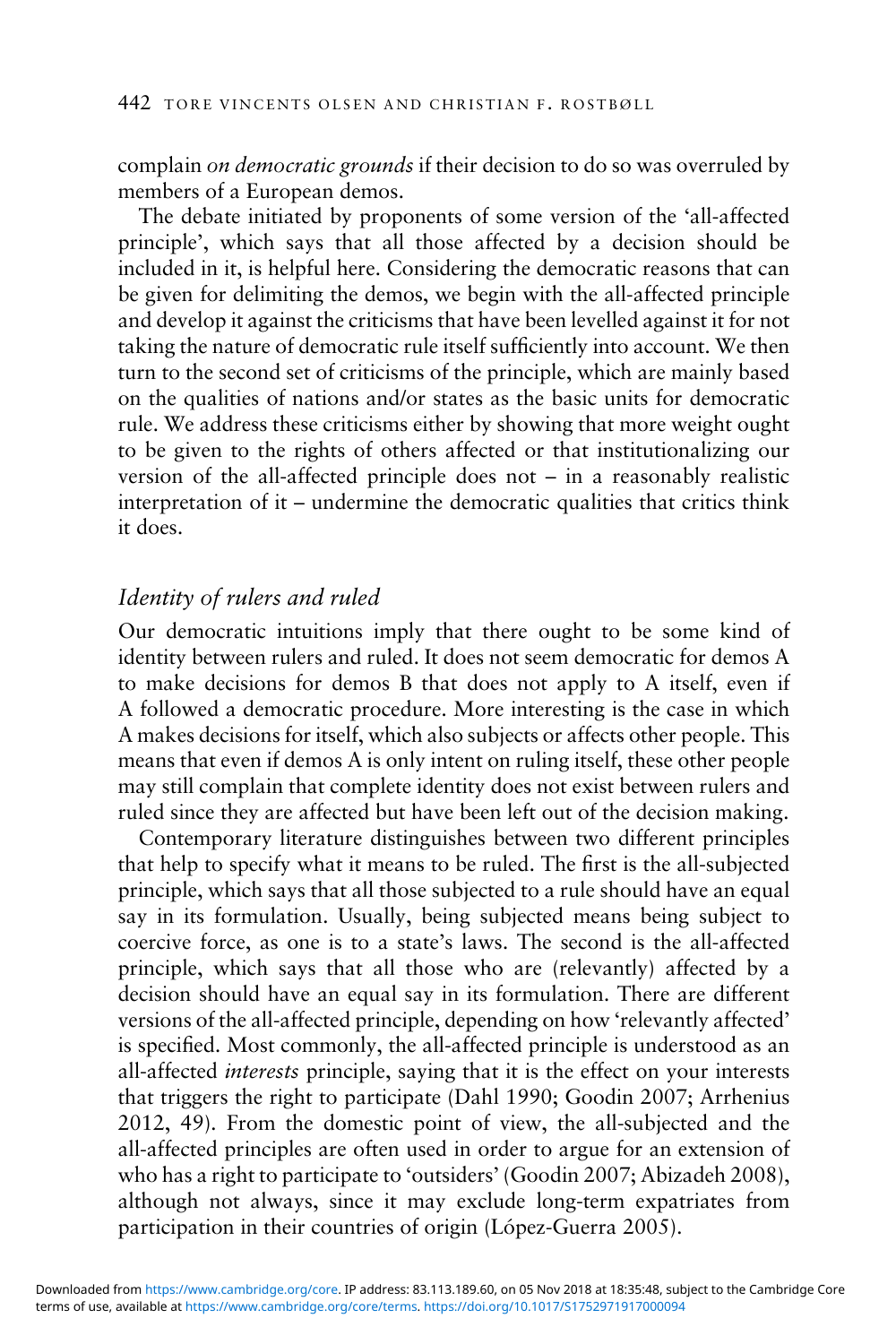complain *on democratic grounds* if their decision to do so was overruled by members of a European demos.

The debate initiated by proponents of some version of the 'all-affected principle', which says that all those affected by a decision should be included in it, is helpful here. Considering the democratic reasons that can be given for delimiting the demos, we begin with the all-affected principle and develop it against the criticisms that have been levelled against it for not taking the nature of democratic rule itself sufficiently into account. We then turn to the second set of criticisms of the principle, which are mainly based on the qualities of nations and/or states as the basic units for democratic rule. We address these criticisms either by showing that more weight ought to be given to the rights of others affected or that institutionalizing our version of the all-affected principle does not – in a reasonably realistic interpretation of it – undermine the democratic qualities that critics think it does.

### *Identity of rulers and ruled*

Our democratic intuitions imply that there ought to be some kind of identity between rulers and ruled. It does not seem democratic for demos A to make decisions for demos B that does not apply to A itself, even if A followed a democratic procedure. More interesting is the case in which A makes decisions for itself, which also subjects or affects other people. This means that even if demos A is only intent on ruling itself, these other people may still complain that complete identity does not exist between rulers and ruled since they are affected but have been left out of the decision making.

Contemporary literature distinguishes between two different principles that help to specify what it means to be ruled. The first is the all-subjected principle, which says that all those subjected to a rule should have an equal say in its formulation. Usually, being subjected means being subject to coercive force, as one is to a state's laws. The second is the all-affected principle, which says that all those who are (relevantly) affected by a decision should have an equal say in its formulation. There are different versions of the all-affected principle, depending on how 'relevantly affected' is specified. Most commonly, the all-affected principle is understood as an all-affected *interests* principle, saying that it is the effect on your interests that triggers the right to participate (Dahl 1990; Goodin 2007; Arrhenius 2012, 49). From the domestic point of view, the all-subjected and the all-affected principles are often used in order to argue for an extension of who has a right to participate to 'outsiders' (Goodin 2007; Abizadeh 2008), although not always, since it may exclude long-term expatriates from participation in their countries of origin (López-Guerra 2005).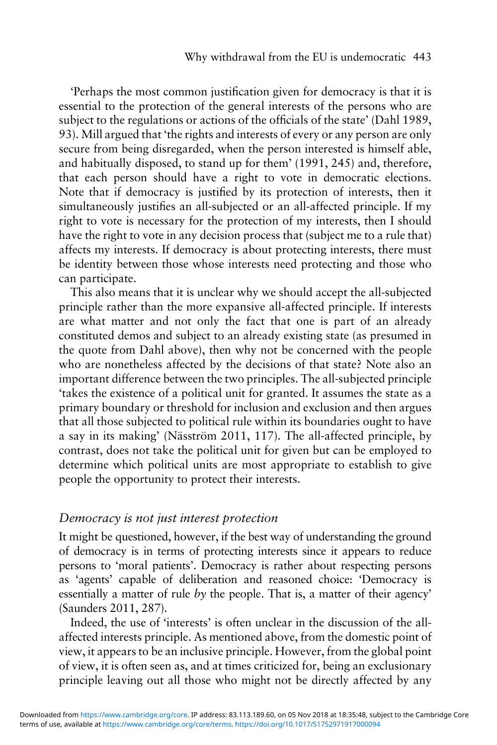'Perhaps the most common justification given for democracy is that it is essential to the protection of the general interests of the persons who are subject to the regulations or actions of the officials of the state' (Dahl 1989, 93). Mill argued that 'the rights and interests of every or any person are only secure from being disregarded, when the person interested is himself able, and habitually disposed, to stand up for them' (1991, 245) and, therefore, that each person should have a right to vote in democratic elections. Note that if democracy is justified by its protection of interests, then it simultaneously justifies an all-subjected or an all-affected principle. If my right to vote is necessary for the protection of my interests, then I should have the right to vote in any decision process that (subject me to a rule that) affects my interests. If democracy is about protecting interests, there must be identity between those whose interests need protecting and those who can participate.

This also means that it is unclear why we should accept the all-subjected principle rather than the more expansive all-affected principle. If interests are what matter and not only the fact that one is part of an already constituted demos and subject to an already existing state (as presumed in the quote from Dahl above), then why not be concerned with the people who are nonetheless affected by the decisions of that state? Note also an important difference between the two principles. The all-subjected principle 'takes the existence of a political unit for granted. It assumes the state as a primary boundary or threshold for inclusion and exclusion and then argues that all those subjected to political rule within its boundaries ought to have a say in its making' (Näsström 2011, 117). The all-affected principle, by contrast, does not take the political unit for given but can be employed to determine which political units are most appropriate to establish to give people the opportunity to protect their interests.

### *Democracy is not just interest protection*

It might be questioned, however, if the best way of understanding the ground of democracy is in terms of protecting interests since it appears to reduce persons to 'moral patients'. Democracy is rather about respecting persons as 'agents' capable of deliberation and reasoned choice: 'Democracy is essentially a matter of rule *by* the people. That is, a matter of their agency' (Saunders 2011, 287).

Indeed, the use of 'interests' is often unclear in the discussion of the all-affected interests principle. As mentioned above, from the domestic point of view, it appears to be an inclusive principle. However, from the global point of view, it is often seen as, and at times criticized for, being an exclusionary principle leaving out all those who might not be directly affected by any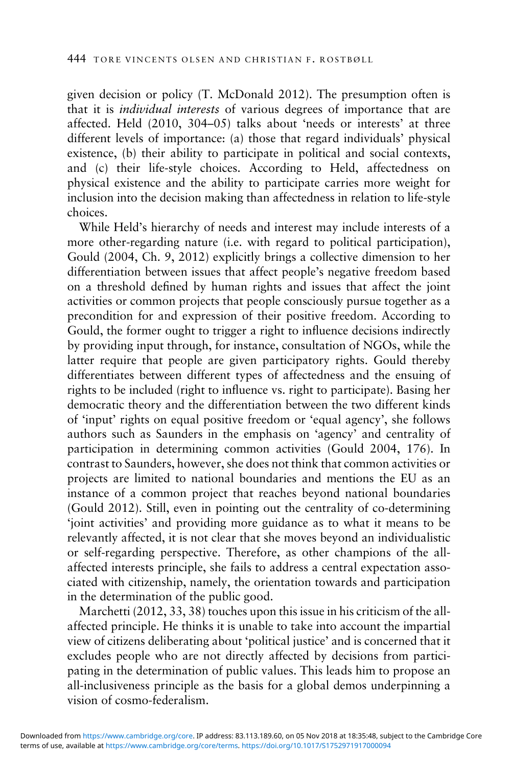given decision or policy (T. McDonald 2012). The presumption often is that it is *individual interests* of various degrees of importance that are affected. Held (2010, 304–05) talks about 'needs or interests' at three different levels of importance: (a) those that regard individuals' physical existence, (b) their ability to participate in political and social contexts, and (c) their life-style choices. According to Held, affectedness on physical existence and the ability to participate carries more weight for inclusion into the decision making than affectedness in relation to life-style choices.

While Held's hierarchy of needs and interest may include interests of a more other-regarding nature (i.e. with regard to political participation), Gould (2004, Ch. 9, 2012) explicitly brings a collective dimension to her differentiation between issues that affect people's negative freedom based on a threshold defined by human rights and issues that affect the joint activities or common projects that people consciously pursue together as a precondition for and expression of their positive freedom. According to Gould, the former ought to trigger a right to influence decisions indirectly by providing input through, for instance, consultation of NGOs, while the latter require that people are given participatory rights. Gould thereby differentiates between different types of affectedness and the ensuing of rights to be included (right to influence vs. right to participate). Basing her democratic theory and the differentiation between the two different kinds of 'input' rights on equal positive freedom or 'equal agency', she follows authors such as Saunders in the emphasis on 'agency' and centrality of participation in determining common activities (Gould 2004, 176). In contrast to Saunders, however, she does not think that common activities or projects are limited to national boundaries and mentions the EU as an instance of a common project that reaches beyond national boundaries (Gould 2012). Still, even in pointing out the centrality of co-determining 'joint activities' and providing more guidance as to what it means to be relevantly affected, it is not clear that she moves beyond an individualistic or self-regarding perspective. Therefore, as other champions of the all-affected interests principle, she fails to address a central expectation associated with citizenship, namely, the orientation towards and participation in the determination of the public good.

Marchetti (2012, 33, 38) touches upon this issue in his criticism of the all-affected principle. He thinks it is unable to take into account the impartial view of citizens deliberating about 'political justice' and is concerned that it excludes people who are not directly affected by decisions from participating in the determination of public values. This leads him to propose an all-inclusiveness principle as the basis for a global demos underpinning a vision of cosmo-federalism.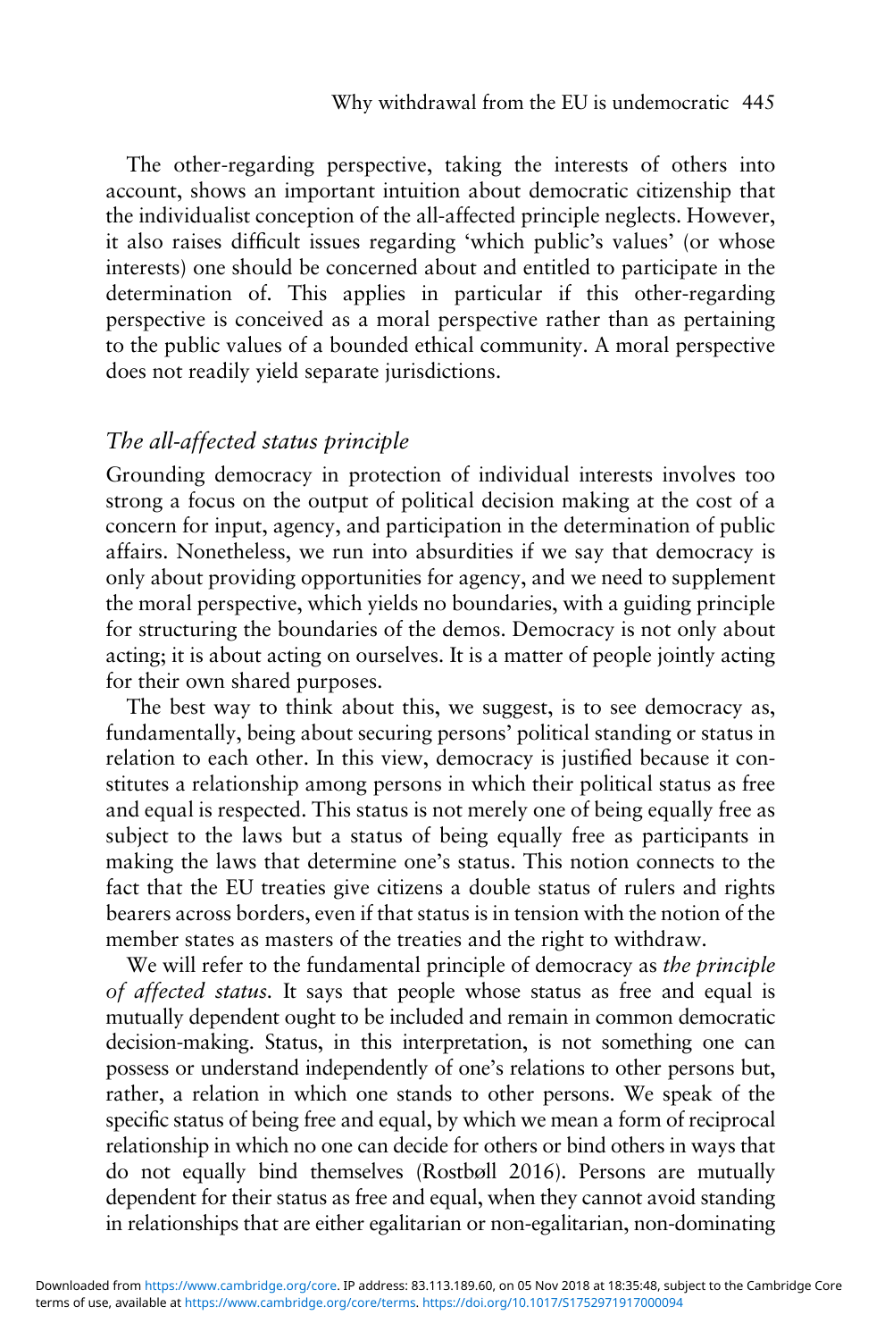The other-regarding perspective, taking the interests of others into account, shows an important intuition about democratic citizenship that the individualist conception of the all-affected principle neglects. However, it also raises difficult issues regarding 'which public's values' (or whose interests) one should be concerned about and entitled to participate in the determination of. This applies in particular if this other-regarding perspective is conceived as a moral perspective rather than as pertaining to the public values of a bounded ethical community. A moral perspective does not readily yield separate jurisdictions.

### *The all-affected status principle*

Grounding democracy in protection of individual interests involves too strong a focus on the output of political decision making at the cost of a concern for input, agency, and participation in the determination of public affairs. Nonetheless, we run into absurdities if we say that democracy is only about providing opportunities for agency, and we need to supplement the moral perspective, which yields no boundaries, with a guiding principle for structuring the boundaries of the demos. Democracy is not only about acting; it is about acting on ourselves. It is a matter of people jointly acting for their own shared purposes.

The best way to think about this, we suggest, is to see democracy as, fundamentally, being about securing persons' political standing or status in relation to each other. In this view, democracy is justified because it constitutes a relationship among persons in which their political status as free and equal is respected. This status is not merely one of being equally free as subject to the laws but a status of being equally free as participants in making the laws that determine one's status. This notion connects to the fact that the EU treaties give citizens a double status of rulers and rights bearers across borders, even if that status is in tension with the notion of the member states as masters of the treaties and the right to withdraw.

We will refer to the fundamental principle of democracy as *the principle of affected status*. It says that people whose status as free and equal is mutually dependent ought to be included and remain in common democratic decision-making. Status, in this interpretation, is not something one can possess or understand independently of one's relations to other persons but, rather, a relation in which one stands to other persons. We speak of the specific status of being free and equal, by which we mean a form of reciprocal relationship in which no one can decide for others or bind others in ways that do not equally bind themselves (Rostbøll 2016). Persons are mutually dependent for their status as free and equal, when they cannot avoid standing in relationships that are either egalitarian or non-egalitarian, non-dominating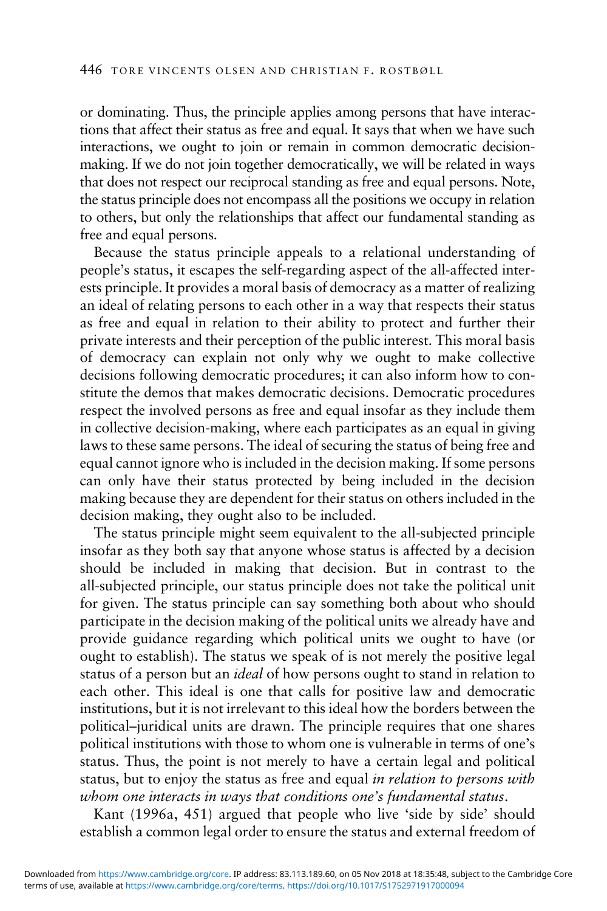or dominating. Thus, the principle applies among persons that have interactions that affect their status as free and equal. It says that when we have such interactions, we ought to join or remain in common democratic decision-making. If we do not join together democratically, we will be related in ways that does not respect our reciprocal standing as free and equal persons. Note, the status principle does not encompass all the positions we occupy in relation to others, but only the relationships that affect our fundamental standing as free and equal persons.

Because the status principle appeals to a relational understanding of people's status, it escapes the self-regarding aspect of the all-affected interests principle. It provides a moral basis of democracy as a matter of realizing an ideal of relating persons to each other in a way that respects their status as free and equal in relation to their ability to protect and further their private interests and their perception of the public interest. This moral basis of democracy can explain not only why we ought to make collective decisions following democratic procedures; it can also inform how to constitute the demos that makes democratic decisions. Democratic procedures respect the involved persons as free and equal insofar as they include them in collective decision-making, where each participates as an equal in giving laws to these same persons. The ideal of securing the status of being free and equal cannot ignore who is included in the decision making. If some persons can only have their status protected by being included in the decision making because they are dependent for their status on others included in the decision making, they ought also to be included.

The status principle might seem equivalent to the all-subjected principle insofar as they both say that anyone whose status is affected by a decision should be included in making that decision. But in contrast to the all-subjected principle, our status principle does not take the political unit for given. The status principle can say something both about who should participate in the decision making of the political units we already have and provide guidance regarding which political units we ought to have (or ought to establish). The status we speak of is not merely the positive legal status of a person but an *ideal* of how persons ought to stand in relation to each other. This ideal is one that calls for positive law and democratic institutions, but it is not irrelevant to this ideal how the borders between the political–juridical units are drawn. The principle requires that one shares political institutions with those to whom one is vulnerable in terms of one's status. Thus, the point is not merely to have a certain legal and political status, but to enjoy the status as free and equal *in relation to persons with whom one interacts in ways that conditions one's fundamental status*.

Kant (1996a, 451) argued that people who live 'side by side' should establish a common legal order to ensure the status and external freedom of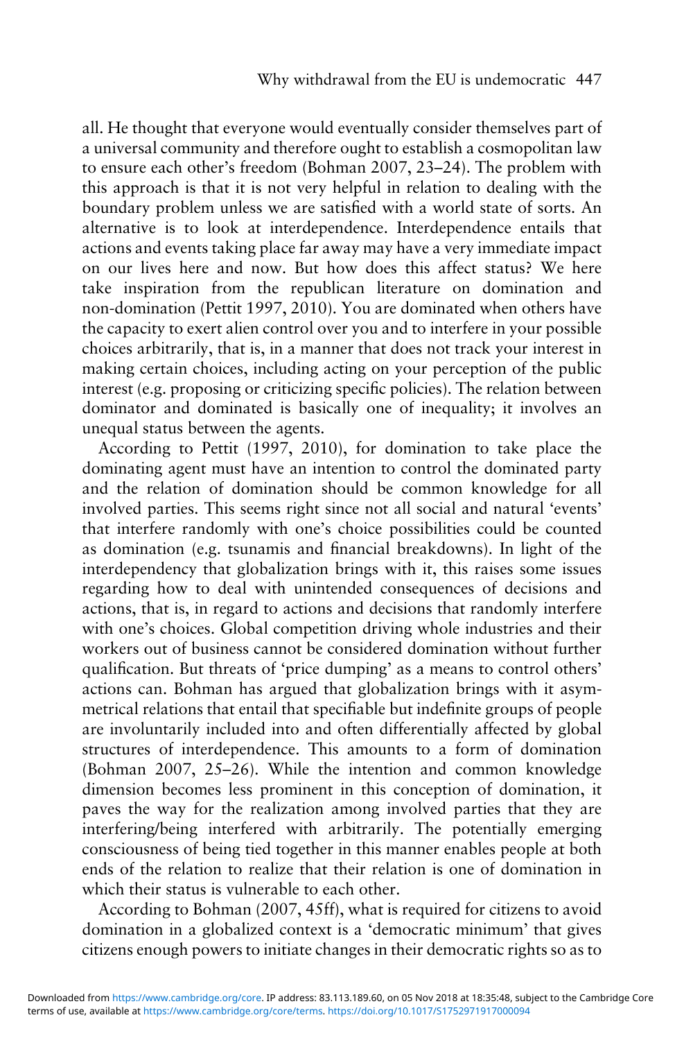all. He thought that everyone would eventually consider themselves part of a universal community and therefore ought to establish a cosmopolitan law to ensure each other's freedom (Bohman 2007, 23–24). The problem with this approach is that it is not very helpful in relation to dealing with the boundary problem unless we are satisfied with a world state of sorts. An alternative is to look at interdependence. Interdependence entails that actions and events taking place far away may have a very immediate impact on our lives here and now. But how does this affect status? We here take inspiration from the republican literature on domination and non-domination (Pettit 1997, 2010). You are dominated when others have the capacity to exert alien control over you and to interfere in your possible choices arbitrarily, that is, in a manner that does not track your interest in making certain choices, including acting on your perception of the public interest (e.g. proposing or criticizing specific policies). The relation between dominator and dominated is basically one of inequality; it involves an unequal status between the agents.

According to Pettit (1997, 2010), for domination to take place the dominating agent must have an intention to control the dominated party and the relation of domination should be common knowledge for all involved parties. This seems right since not all social and natural 'events' that interfere randomly with one's choice possibilities could be counted as domination (e.g. tsunamis and financial breakdowns). In light of the interdependency that globalization brings with it, this raises some issues regarding how to deal with unintended consequences of decisions and actions, that is, in regard to actions and decisions that randomly interfere with one's choices. Global competition driving whole industries and their workers out of business cannot be considered domination without further qualification. But threats of 'price dumping' as a means to control others' actions can. Bohman has argued that globalization brings with it asymmetrical relations that entail that specifiable but indefinite groups of people are involuntarily included into and often differentially affected by global structures of interdependence. This amounts to a form of domination (Bohman 2007, 25–26). While the intention and common knowledge dimension becomes less prominent in this conception of domination, it paves the way for the realization among involved parties that they are interfering/being interfered with arbitrarily. The potentially emerging consciousness of being tied together in this manner enables people at both ends of the relation to realize that their relation is one of domination in which their status is vulnerable to each other.

According to Bohman (2007, 45ff), what is required for citizens to avoid domination in a globalized context is a 'democratic minimum' that gives citizens enough powers to initiate changes in their democratic rights so as to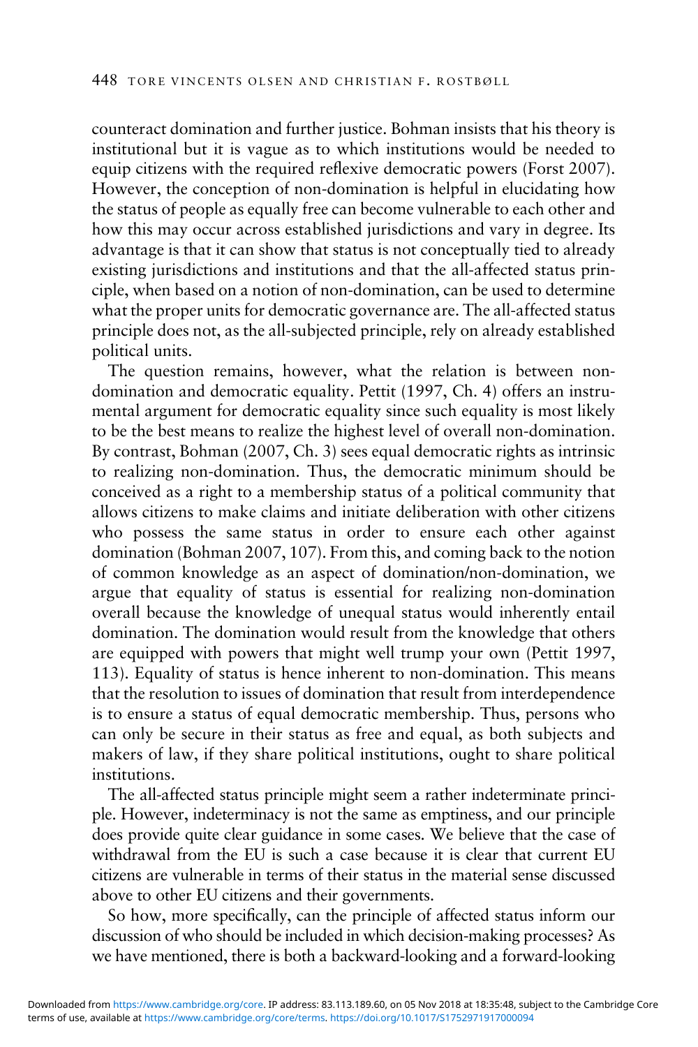counteract domination and further justice. Bohman insists that his theory is institutional but it is vague as to which institutions would be needed to equip citizens with the required reflexive democratic powers (Forst 2007). However, the conception of non-domination is helpful in elucidating how the status of people as equally free can become vulnerable to each other and how this may occur across established jurisdictions and vary in degree. Its advantage is that it can show that status is not conceptually tied to already existing jurisdictions and institutions and that the all-affected status principle, when based on a notion of non-domination, can be used to determine what the proper units for democratic governance are. The all-affected status principle does not, as the all-subjected principle, rely on already established political units.

The question remains, however, what the relation is between non-domination and democratic equality. Pettit (1997, Ch. 4) offers an instrumental argument for democratic equality since such equality is most likely to be the best means to realize the highest level of overall non-domination. By contrast, Bohman (2007, Ch. 3) sees equal democratic rights as intrinsic to realizing non-domination. Thus, the democratic minimum should be conceived as a right to a membership status of a political community that allows citizens to make claims and initiate deliberation with other citizens who possess the same status in order to ensure each other against domination (Bohman 2007, 107). From this, and coming back to the notion of common knowledge as an aspect of domination/non-domination, we argue that equality of status is essential for realizing non-domination overall because the knowledge of unequal status would inherently entail domination. The domination would result from the knowledge that others are equipped with powers that might well trump your own (Pettit 1997, 113). Equality of status is hence inherent to non-domination. This means that the resolution to issues of domination that result from interdependence is to ensure a status of equal democratic membership. Thus, persons who can only be secure in their status as free and equal, as both subjects and makers of law, if they share political institutions, ought to share political institutions.

The all-affected status principle might seem a rather indeterminate principle. However, indeterminacy is not the same as emptiness, and our principle does provide quite clear guidance in some cases. We believe that the case of withdrawal from the EU is such a case because it is clear that current EU citizens are vulnerable in terms of their status in the material sense discussed above to other EU citizens and their governments.

So how, more specifically, can the principle of affected status inform our discussion of who should be included in which decision-making processes? As we have mentioned, there is both a backward-looking and a forward-looking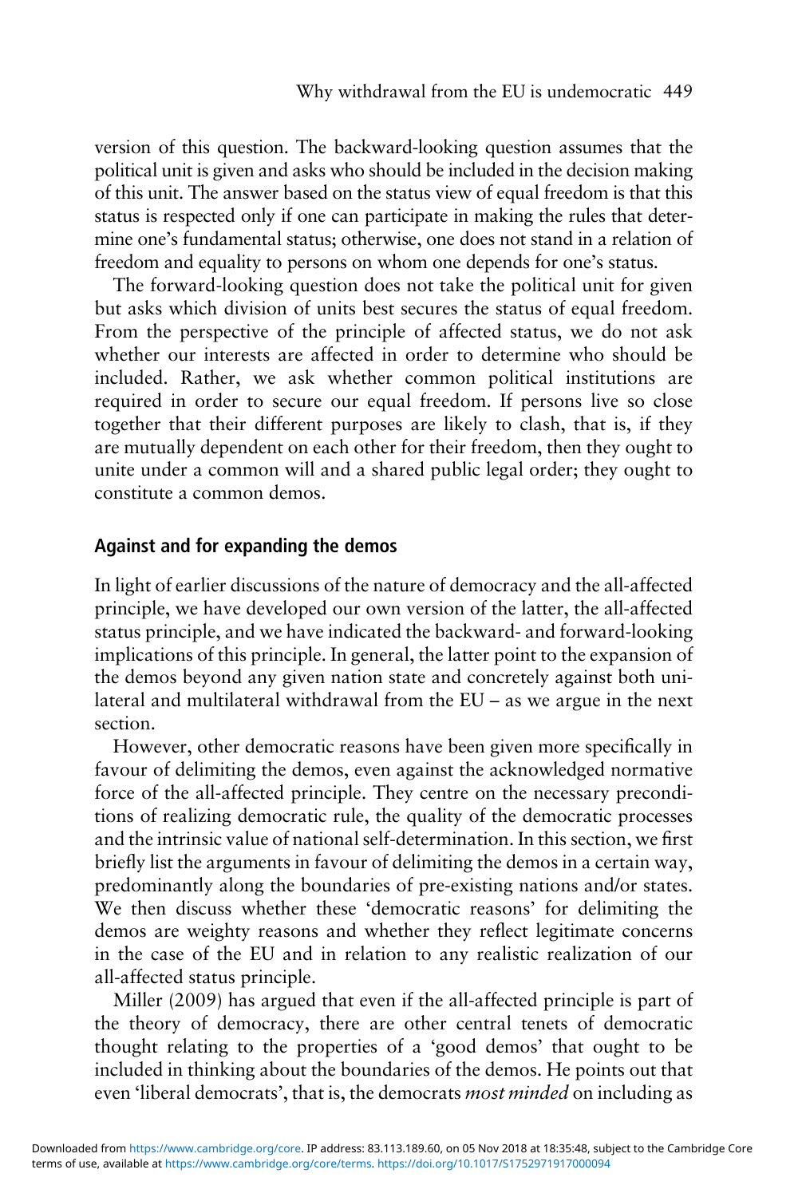version of this question. The backward-looking question assumes that the political unit is given and asks who should be included in the decision making of this unit. The answer based on the status view of equal freedom is that this status is respected only if one can participate in making the rules that determine one's fundamental status; otherwise, one does not stand in a relation of freedom and equality to persons on whom one depends for one's status.

The forward-looking question does not take the political unit for given but asks which division of units best secures the status of equal freedom. From the perspective of the principle of affected status, we do not ask whether our interests are affected in order to determine who should be included. Rather, we ask whether common political institutions are required in order to secure our equal freedom. If persons live so close together that their different purposes are likely to clash, that is, if they are mutually dependent on each other for their freedom, then they ought to unite under a common will and a shared public legal order; they ought to constitute a common demos.

## Against and for expanding the demos

In light of earlier discussions of the nature of democracy and the all-affected principle, we have developed our own version of the latter, the all-affected status principle, and we have indicated the backward- and forward-looking implications of this principle. In general, the latter point to the expansion of the demos beyond any given nation state and concretely against both unilateral and multilateral withdrawal from the EU – as we argue in the next section.

However, other democratic reasons have been given more specifically in favour of delimiting the demos, even against the acknowledged normative force of the all-affected principle. They centre on the necessary preconditions of realizing democratic rule, the quality of the democratic processes and the intrinsic value of national self-determination. In this section, we first briefly list the arguments in favour of delimiting the demos in a certain way, predominantly along the boundaries of pre-existing nations and/or states. We then discuss whether these 'democratic reasons' for delimiting the demos are weighty reasons and whether they reflect legitimate concerns in the case of the EU and in relation to any realistic realization of our all-affected status principle.

Miller (2009) has argued that even if the all-affected principle is part of the theory of democracy, there are other central tenets of democratic thought relating to the properties of a 'good demos' that ought to be included in thinking about the boundaries of the demos. He points out that even 'liberal democrats', that is, the democrats *most minded* on including as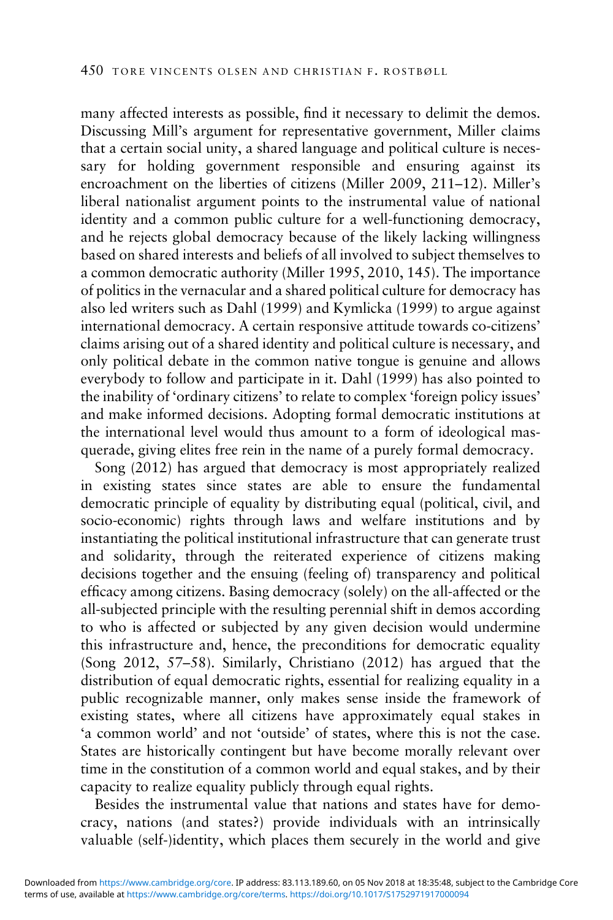many affected interests as possible, find it necessary to delimit the demos. Discussing Mill's argument for representative government, Miller claims that a certain social unity, a shared language and political culture is necessary for holding government responsible and ensuring against its encroachment on the liberties of citizens (Miller 2009, 211–12). Miller's liberal nationalist argument points to the instrumental value of national identity and a common public culture for a well-functioning democracy, and he rejects global democracy because of the likely lacking willingness based on shared interests and beliefs of all involved to subject themselves to a common democratic authority (Miller 1995, 2010, 145). The importance of politics in the vernacular and a shared political culture for democracy has also led writers such as Dahl (1999) and Kymlicka (1999) to argue against international democracy. A certain responsive attitude towards co-citizens' claims arising out of a shared identity and political culture is necessary, and only political debate in the common native tongue is genuine and allows everybody to follow and participate in it. Dahl (1999) has also pointed to the inability of 'ordinary citizens' to relate to complex 'foreign policy issues' and make informed decisions. Adopting formal democratic institutions at the international level would thus amount to a form of ideological masquerade, giving elites free rein in the name of a purely formal democracy.

Song (2012) has argued that democracy is most appropriately realized in existing states since states are able to ensure the fundamental democratic principle of equality by distributing equal (political, civil, and socio-economic) rights through laws and welfare institutions and by instantiating the political institutional infrastructure that can generate trust and solidarity, through the reiterated experience of citizens making decisions together and the ensuing (feeling of) transparency and political efficacy among citizens. Basing democracy (solely) on the all-affected or the all-subjected principle with the resulting perennial shift in demos according to who is affected or subjected by any given decision would undermine this infrastructure and, hence, the preconditions for democratic equality (Song 2012, 57–58). Similarly, Christiano (2012) has argued that the distribution of equal democratic rights, essential for realizing equality in a public recognizable manner, only makes sense inside the framework of existing states, where all citizens have approximately equal stakes in 'a common world' and not 'outside' of states, where this is not the case. States are historically contingent but have become morally relevant over time in the constitution of a common world and equal stakes, and by their capacity to realize equality publicly through equal rights.

Besides the instrumental value that nations and states have for democracy, nations (and states?) provide individuals with an intrinsically valuable (self-)identity, which places them securely in the world and give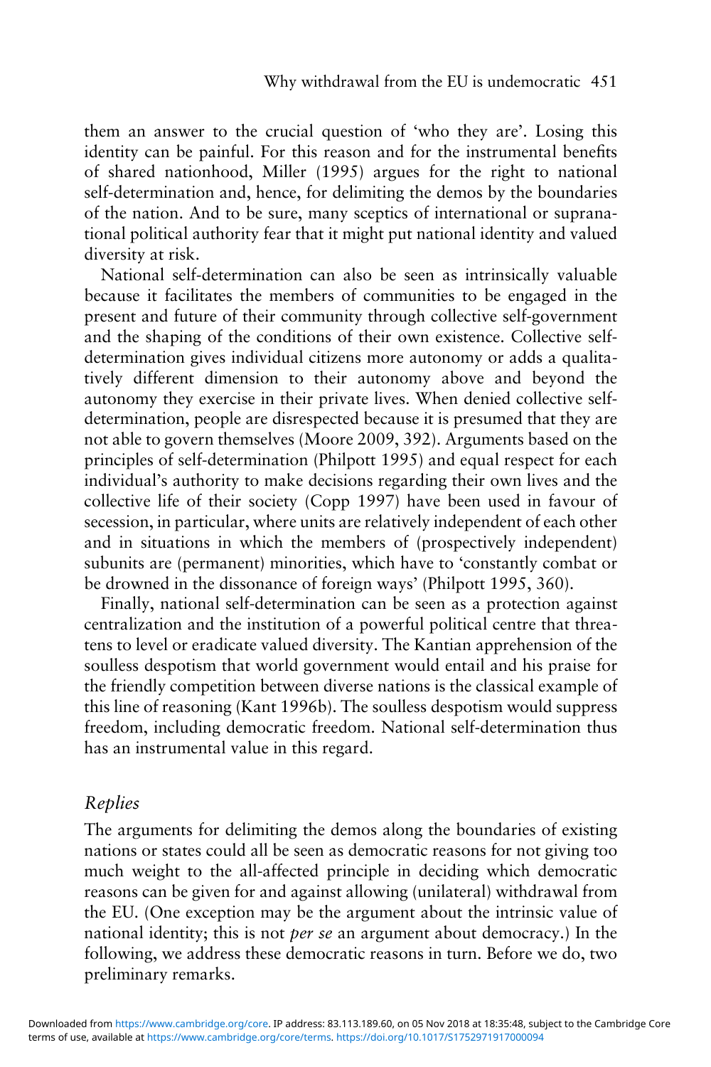them an answer to the crucial question of 'who they are'. Losing this identity can be painful. For this reason and for the instrumental benefits of shared nationhood, Miller (1995) argues for the right to national self-determination and, hence, for delimiting the demos by the boundaries of the nation. And to be sure, many sceptics of international or supranational political authority fear that it might put national identity and valued diversity at risk.

National self-determination can also be seen as intrinsically valuable because it facilitates the members of communities to be engaged in the present and future of their community through collective self-government and the shaping of the conditions of their own existence. Collective self-determination gives individual citizens more autonomy or adds a qualitatively different dimension to their autonomy above and beyond the autonomy they exercise in their private lives. When denied collective self-determination, people are disrespected because it is presumed that they are not able to govern themselves (Moore 2009, 392). Arguments based on the principles of self-determination (Philpott 1995) and equal respect for each individual's authority to make decisions regarding their own lives and the collective life of their society (Copp 1997) have been used in favour of secession, in particular, where units are relatively independent of each other and in situations in which the members of (prospectively independent) subunits are (permanent) minorities, which have to 'constantly combat or be drowned in the dissonance of foreign ways' (Philpott 1995, 360).

Finally, national self-determination can be seen as a protection against centralization and the institution of a powerful political centre that threatens to level or eradicate valued diversity. The Kantian apprehension of the soulless despotism that world government would entail and his praise for the friendly competition between diverse nations is the classical example of this line of reasoning (Kant 1996b). The soulless despotism would suppress freedom, including democratic freedom. National self-determination thus has an instrumental value in this regard.

### *Replies*

The arguments for delimiting the demos along the boundaries of existing nations or states could all be seen as democratic reasons for not giving too much weight to the all-affected principle in deciding which democratic reasons can be given for and against allowing (unilateral) withdrawal from the EU. (One exception may be the argument about the intrinsic value of national identity; this is not *per se* an argument about democracy.) In the following, we address these democratic reasons in turn. Before we do, two preliminary remarks.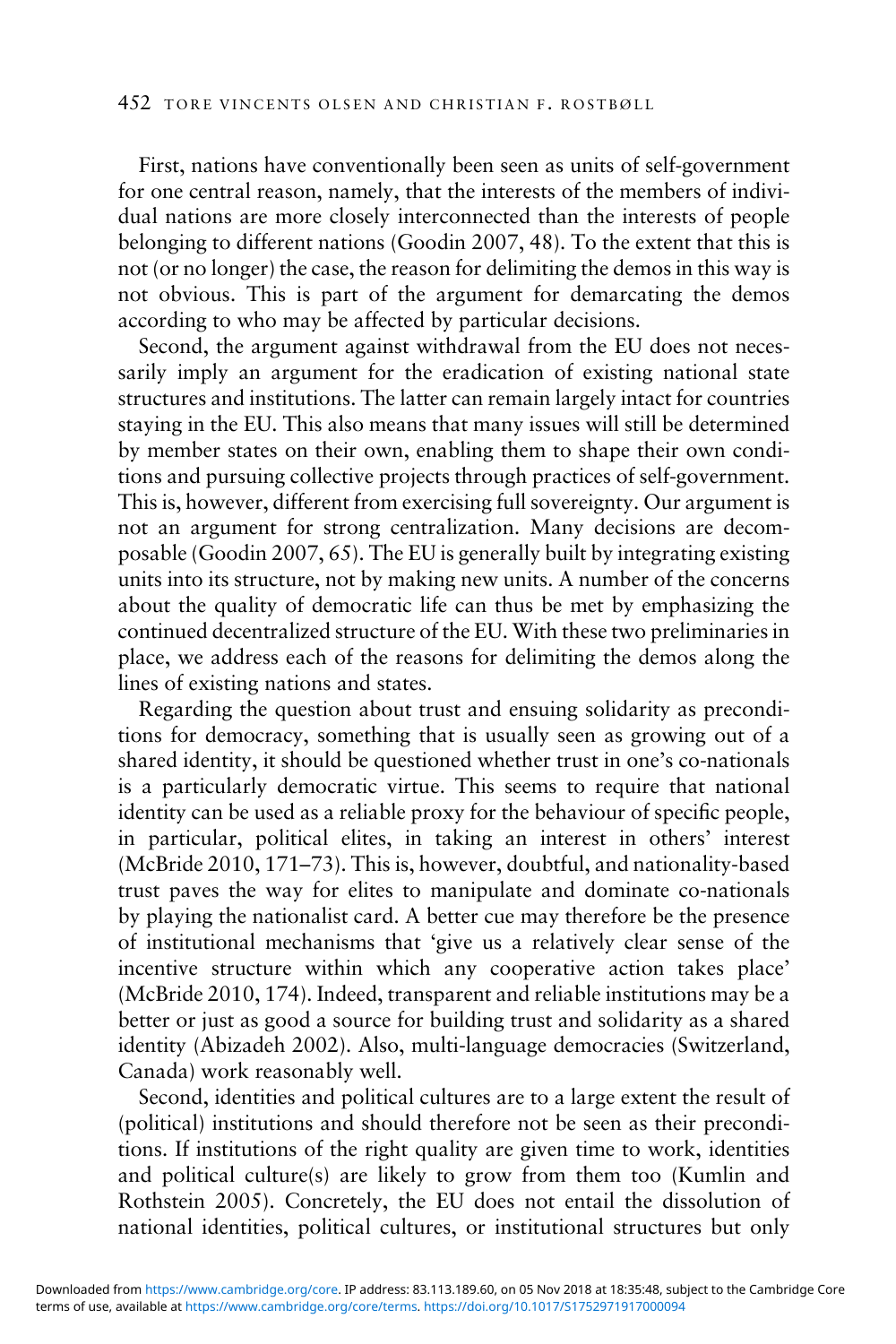First, nations have conventionally been seen as units of self-government for one central reason, namely, that the interests of the members of individual nations are more closely interconnected than the interests of people belonging to different nations (Goodin 2007, 48). To the extent that this is not (or no longer) the case, the reason for delimiting the demos in this way is not obvious. This is part of the argument for demarcating the demos according to who may be affected by particular decisions.

Second, the argument against withdrawal from the EU does not necessarily imply an argument for the eradication of existing national state structures and institutions. The latter can remain largely intact for countries staying in the EU. This also means that many issues will still be determined by member states on their own, enabling them to shape their own conditions and pursuing collective projects through practices of self-government. This is, however, different from exercising full sovereignty. Our argument is not an argument for strong centralization. Many decisions are decomposable (Goodin 2007, 65). The EU is generally built by integrating existing units into its structure, not by making new units. A number of the concerns about the quality of democratic life can thus be met by emphasizing the continued decentralized structure of the EU. With these two preliminaries in place, we address each of the reasons for delimiting the demos along the lines of existing nations and states.

Regarding the question about trust and ensuing solidarity as preconditions for democracy, something that is usually seen as growing out of a shared identity, it should be questioned whether trust in one's co-nationals is a particularly democratic virtue. This seems to require that national identity can be used as a reliable proxy for the behaviour of specific people, in particular, political elites, in taking an interest in others' interest (McBride 2010, 171–73). This is, however, doubtful, and nationality-based trust paves the way for elites to manipulate and dominate co-nationals by playing the nationalist card. A better cue may therefore be the presence of institutional mechanisms that 'give us a relatively clear sense of the incentive structure within which any cooperative action takes place' (McBride 2010, 174). Indeed, transparent and reliable institutions may be a better or just as good a source for building trust and solidarity as a shared identity (Abizadeh 2002). Also, multi-language democracies (Switzerland, Canada) work reasonably well.

Second, identities and political cultures are to a large extent the result of (political) institutions and should therefore not be seen as their preconditions. If institutions of the right quality are given time to work, identities and political culture(s) are likely to grow from them too (Kumlin and Rothstein 2005). Concretely, the EU does not entail the dissolution of national identities, political cultures, or institutional structures but only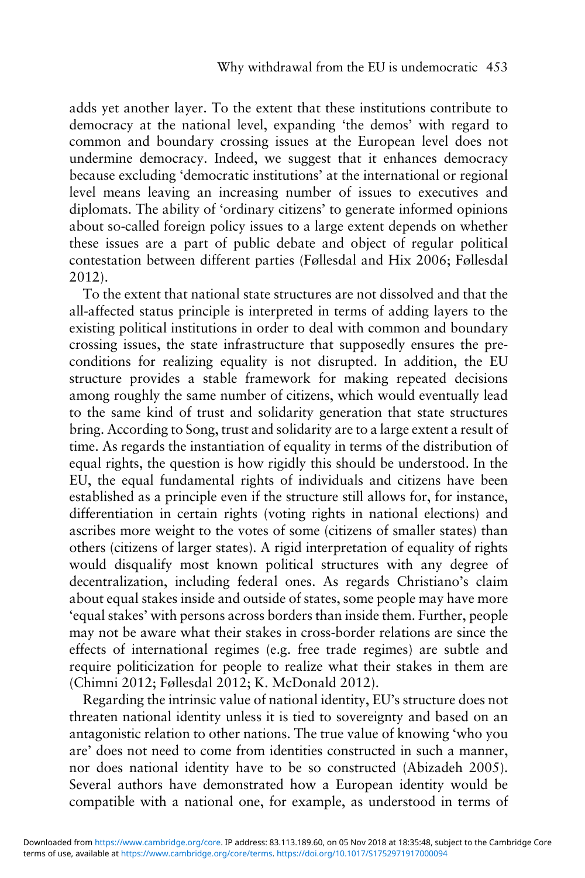adds yet another layer. To the extent that these institutions contribute to democracy at the national level, expanding 'the demos' with regard to common and boundary crossing issues at the European level does not undermine democracy. Indeed, we suggest that it enhances democracy because excluding 'democratic institutions' at the international or regional level means leaving an increasing number of issues to executives and diplomats. The ability of 'ordinary citizens' to generate informed opinions about so-called foreign policy issues to a large extent depends on whether these issues are a part of public debate and object of regular political contestation between different parties (Føllesdal and Hix 2006; Føllesdal 2012).

To the extent that national state structures are not dissolved and that the all-affected status principle is interpreted in terms of adding layers to the existing political institutions in order to deal with common and boundary crossing issues, the state infrastructure that supposedly ensures the preconditions for realizing equality is not disrupted. In addition, the EU structure provides a stable framework for making repeated decisions among roughly the same number of citizens, which would eventually lead to the same kind of trust and solidarity generation that state structures bring. According to Song, trust and solidarity are to a large extent a result of time. As regards the instantiation of equality in terms of the distribution of equal rights, the question is how rigidly this should be understood. In the EU, the equal fundamental rights of individuals and citizens have been established as a principle even if the structure still allows for, for instance, differentiation in certain rights (voting rights in national elections) and ascribes more weight to the votes of some (citizens of smaller states) than others (citizens of larger states). A rigid interpretation of equality of rights would disqualify most known political structures with any degree of decentralization, including federal ones. As regards Christiano's claim about equal stakes inside and outside of states, some people may have more 'equal stakes' with persons across borders than inside them. Further, people may not be aware what their stakes in cross-border relations are since the effects of international regimes (e.g. free trade regimes) are subtle and require politicization for people to realize what their stakes in them are (Chimni 2012; Føllesdal 2012; K. McDonald 2012).

Regarding the intrinsic value of national identity, EU's structure does not threaten national identity unless it is tied to sovereignty and based on an antagonistic relation to other nations. The true value of knowing 'who you are' does not need to come from identities constructed in such a manner, nor does national identity have to be so constructed (Abizadeh 2005). Several authors have demonstrated how a European identity would be compatible with a national one, for example, as understood in terms of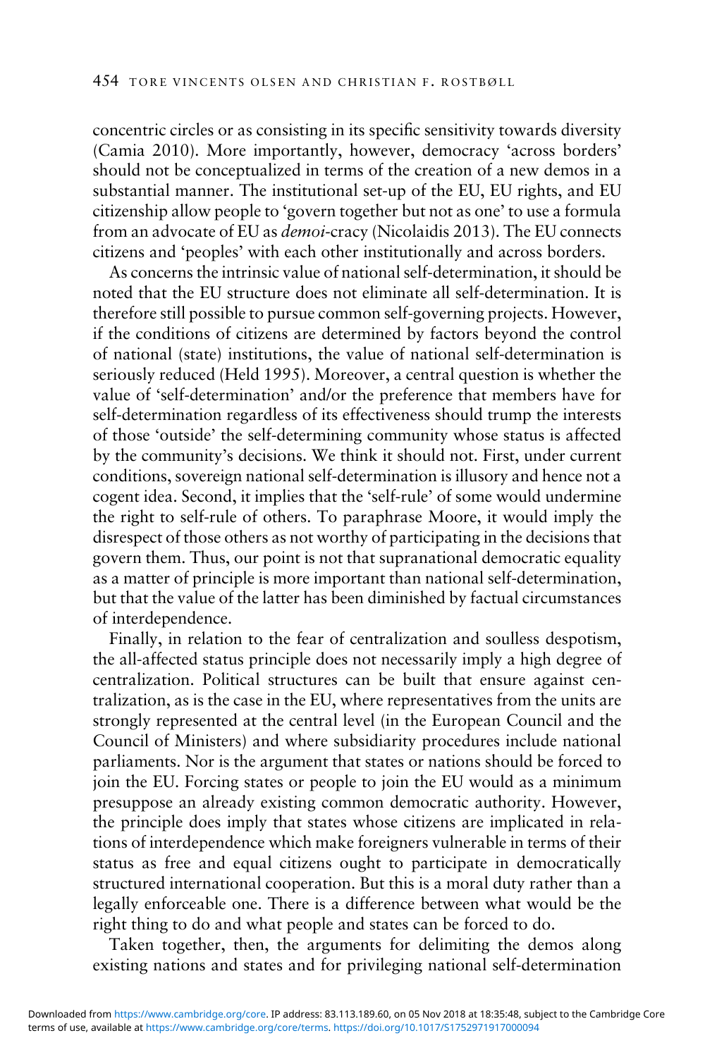concentric circles or as consisting in its specific sensitivity towards diversity (Camia 2010). More importantly, however, democracy 'across borders' should not be conceptualized in terms of the creation of a new demos in a substantial manner. The institutional set-up of the EU, EU rights, and EU citizenship allow people to 'govern together but not as one' to use a formula from an advocate of EU as *demoi*-cracy (Nicolaidis 2013). The EU connects citizens and 'peoples' with each other institutionally and across borders.

As concerns the intrinsic value of national self-determination, it should be noted that the EU structure does not eliminate all self-determination. It is therefore still possible to pursue common self-governing projects. However, if the conditions of citizens are determined by factors beyond the control of national (state) institutions, the value of national self-determination is seriously reduced (Held 1995). Moreover, a central question is whether the value of 'self-determination' and/or the preference that members have for self-determination regardless of its effectiveness should trump the interests of those 'outside' the self-determining community whose status is affected by the community's decisions. We think it should not. First, under current conditions, sovereign national self-determination is illusory and hence not a cogent idea. Second, it implies that the 'self-rule' of some would undermine the right to self-rule of others. To paraphrase Moore, it would imply the disrespect of those others as not worthy of participating in the decisions that govern them. Thus, our point is not that supranational democratic equality as a matter of principle is more important than national self-determination, but that the value of the latter has been diminished by factual circumstances of interdependence.

Finally, in relation to the fear of centralization and soulless despotism, the all-affected status principle does not necessarily imply a high degree of centralization. Political structures can be built that ensure against centralization, as is the case in the EU, where representatives from the units are strongly represented at the central level (in the European Council and the Council of Ministers) and where subsidiarity procedures include national parliaments. Nor is the argument that states or nations should be forced to join the EU. Forcing states or people to join the EU would as a minimum presuppose an already existing common democratic authority. However, the principle does imply that states whose citizens are implicated in relations of interdependence which make foreigners vulnerable in terms of their status as free and equal citizens ought to participate in democratically structured international cooperation. But this is a moral duty rather than a legally enforceable one. There is a difference between what would be the right thing to do and what people and states can be forced to do.

Taken together, then, the arguments for delimiting the demos along existing nations and states and for privileging national self-determination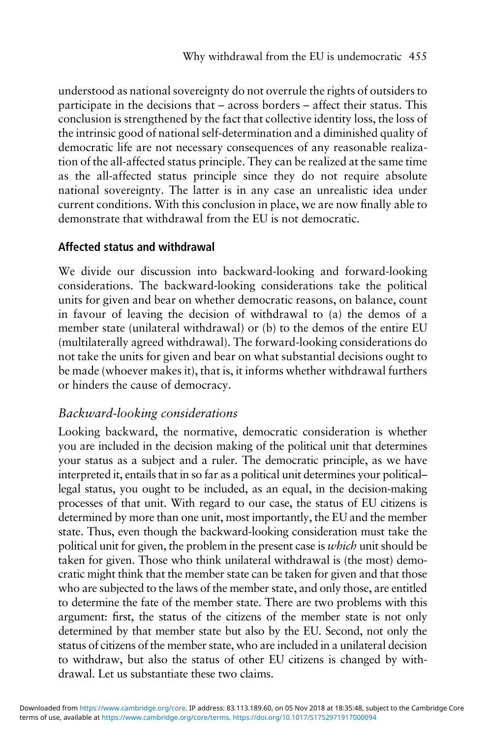understood as national sovereignty do not overrule the rights of outsiders to participate in the decisions that – across borders – affect their status. This conclusion is strengthened by the fact that collective identity loss, the loss of the intrinsic good of national self-determination and a diminished quality of democratic life are not necessary consequences of any reasonable realization of the all-affected status principle. They can be realized at the same time as the all-affected status principle since they do not require absolute national sovereignty. The latter is in any case an unrealistic idea under current conditions. With this conclusion in place, we are now finally able to demonstrate that withdrawal from the EU is not democratic.

## Affected status and withdrawal

We divide our discussion into backward-looking and forward-looking considerations. The backward-looking considerations take the political units for given and bear on whether democratic reasons, on balance, count in favour of leaving the decision of withdrawal to (a) the demos of a member state (unilateral withdrawal) or (b) to the demos of the entire EU (multilaterally agreed withdrawal). The forward-looking considerations do not take the units for given and bear on what substantial decisions ought to be made (whoever makes it), that is, it informs whether withdrawal furthers or hinders the cause of democracy.

### *Backward-looking considerations*

Looking backward, the normative, democratic consideration is whether you are included in the decision making of the political unit that determines your status as a subject and a ruler. The democratic principle, as we have interpreted it, entails that in so far as a political unit determines your political–legal status, you ought to be included, as an equal, in the decision-making processes of that unit. With regard to our case, the status of EU citizens is determined by more than one unit, most importantly, the EU and the member state. Thus, even though the backward-looking consideration must take the political unit for given, the problem in the present case is *which* unit should be taken for given. Those who think unilateral withdrawal is (the most) democratic might think that the member state can be taken for given and that those who are subjected to the laws of the member state, and only those, are entitled to determine the fate of the member state. There are two problems with this argument: first, the status of the citizens of the member state is not only determined by that member state but also by the EU. Second, not only the status of citizens of the member state, who are included in a unilateral decision to withdraw, but also the status of other EU citizens is changed by withdrawal. Let us substantiate these two claims.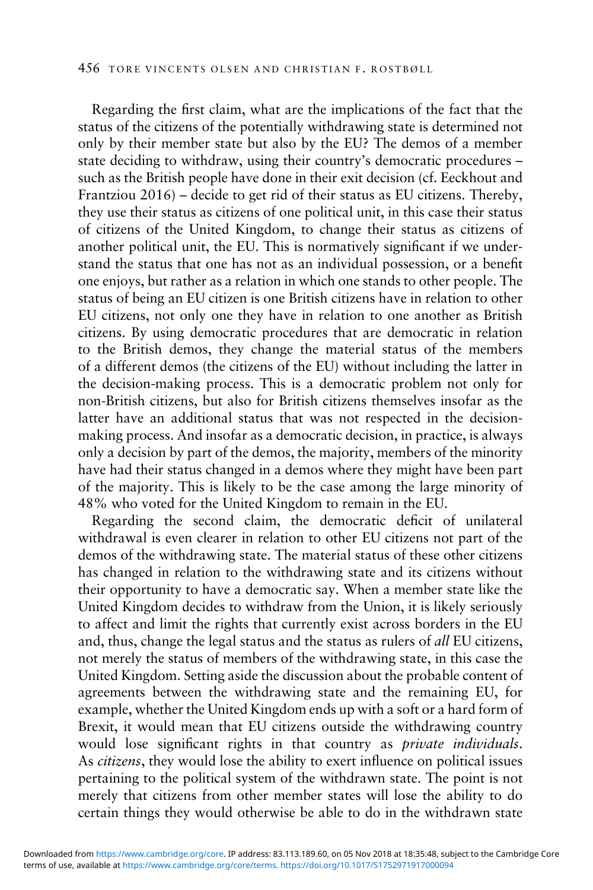Regarding the first claim, what are the implications of the fact that the status of the citizens of the potentially withdrawing state is determined not only by their member state but also by the EU? The demos of a member state deciding to withdraw, using their country's democratic procedures – such as the British people have done in their exit decision (cf. Eeckhout and Frantziou 2016) – decide to get rid of their status as EU citizens. Thereby, they use their status as citizens of one political unit, in this case their status of citizens of the United Kingdom, to change their status as citizens of another political unit, the EU. This is normatively significant if we understand the status that one has not as an individual possession, or a benefit one enjoys, but rather as a relation in which one stands to other people. The status of being an EU citizen is one British citizens have in relation to other EU citizens, not only one they have in relation to one another as British citizens. By using democratic procedures that are democratic in relation to the British demos, they change the material status of the members of a different demos (the citizens of the EU) without including the latter in the decision-making process. This is a democratic problem not only for non-British citizens, but also for British citizens themselves insofar as the latter have an additional status that was not respected in the decision-making process. And insofar as a democratic decision, in practice, is always only a decision by part of the demos, the majority, members of the minority have had their status changed in a demos where they might have been part of the majority. This is likely to be the case among the large minority of 48% who voted for the United Kingdom to remain in the EU.

Regarding the second claim, the democratic deficit of unilateral withdrawal is even clearer in relation to other EU citizens not part of the demos of the withdrawing state. The material status of these other citizens has changed in relation to the withdrawing state and its citizens without their opportunity to have a democratic say. When a member state like the United Kingdom decides to withdraw from the Union, it is likely seriously to affect and limit the rights that currently exist across borders in the EU and, thus, change the legal status and the status as rulers of *all* EU citizens, not merely the status of members of the withdrawing state, in this case the United Kingdom. Setting aside the discussion about the probable content of agreements between the withdrawing state and the remaining EU, for example, whether the United Kingdom ends up with a soft or a hard form of Brexit, it would mean that EU citizens outside the withdrawing country would lose significant rights in that country as *private individuals*. As *citizens*, they would lose the ability to exert influence on political issues pertaining to the political system of the withdrawn state. The point is not merely that citizens from other member states will lose the ability to do certain things they would otherwise be able to do in the withdrawn state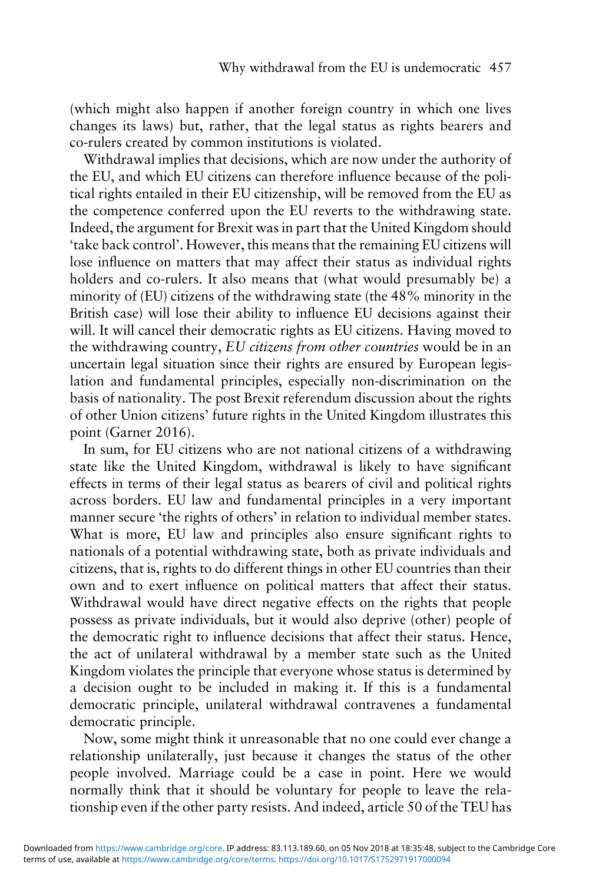(which might also happen if another foreign country in which one lives changes its laws) but, rather, that the legal status as rights bearers and co-rulers created by common institutions is violated.

Withdrawal implies that decisions, which are now under the authority of the EU, and which EU citizens can therefore influence because of the political rights entailed in their EU citizenship, will be removed from the EU as the competence conferred upon the EU reverts to the withdrawing state. Indeed, the argument for Brexit was in part that the United Kingdom should 'take back control'. However, this means that the remaining EU citizens will lose influence on matters that may affect their status as individual rights holders and co-rulers. It also means that (what would presumably be) a minority of (EU) citizens of the withdrawing state (the 48% minority in the British case) will lose their ability to influence EU decisions against their will. It will cancel their democratic rights as EU citizens. Having moved to the withdrawing country, *EU citizens from other countries* would be in an uncertain legal situation since their rights are ensured by European legislation and fundamental principles, especially non-discrimination on the basis of nationality. The post Brexit referendum discussion about the rights of other Union citizens' future rights in the United Kingdom illustrates this point (Garner 2016).

In sum, for EU citizens who are not national citizens of a withdrawing state like the United Kingdom, withdrawal is likely to have significant effects in terms of their legal status as bearers of civil and political rights across borders. EU law and fundamental principles in a very important manner secure 'the rights of others' in relation to individual member states. What is more, EU law and principles also ensure significant rights to nationals of a potential withdrawing state, both as private individuals and citizens, that is, rights to do different things in other EU countries than their own and to exert influence on political matters that affect their status. Withdrawal would have direct negative effects on the rights that people possess as private individuals, but it would also deprive (other) people of the democratic right to influence decisions that affect their status. Hence, the act of unilateral withdrawal by a member state such as the United Kingdom violates the principle that everyone whose status is determined by a decision ought to be included in making it. If this is a fundamental democratic principle, unilateral withdrawal contravenes a fundamental democratic principle.

Now, some might think it unreasonable that no one could ever change a relationship unilaterally, just because it changes the status of the other people involved. Marriage could be a case in point. Here we would normally think that it should be voluntary for people to leave the relationship even if the other party resists. And indeed, article 50 of the TEU has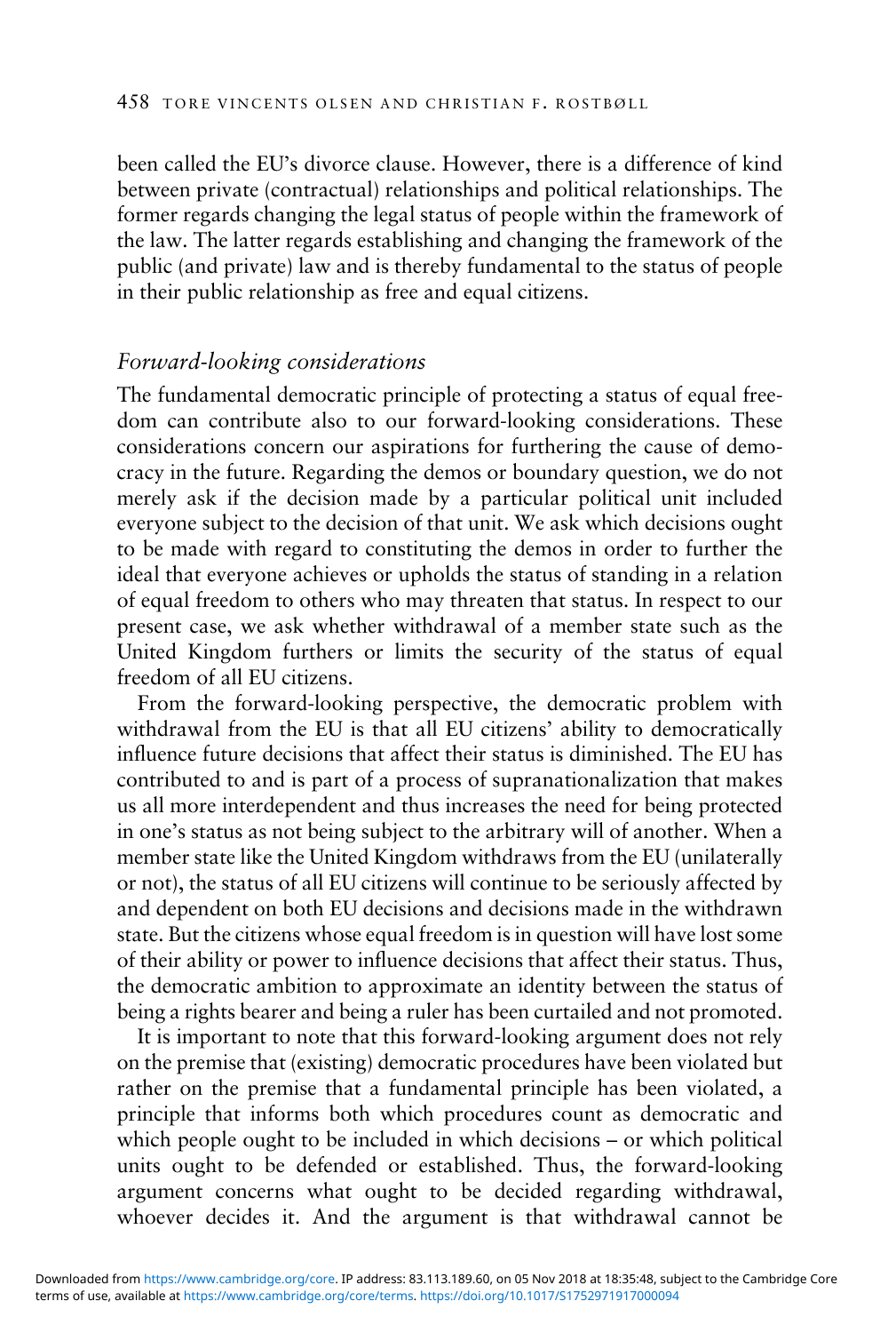been called the EU's divorce clause. However, there is a difference of kind between private (contractual) relationships and political relationships. The former regards changing the legal status of people within the framework of the law. The latter regards establishing and changing the framework of the public (and private) law and is thereby fundamental to the status of people in their public relationship as free and equal citizens.

### *Forward-looking considerations*

The fundamental democratic principle of protecting a status of equal freedom can contribute also to our forward-looking considerations. These considerations concern our aspirations for furthering the cause of democracy in the future. Regarding the demos or boundary question, we do not merely ask if the decision made by a particular political unit included everyone subject to the decision of that unit. We ask which decisions ought to be made with regard to constituting the demos in order to further the ideal that everyone achieves or upholds the status of standing in a relation of equal freedom to others who may threaten that status. In respect to our present case, we ask whether withdrawal of a member state such as the United Kingdom furthers or limits the security of the status of equal freedom of all EU citizens.

From the forward-looking perspective, the democratic problem with withdrawal from the EU is that all EU citizens' ability to democratically influence future decisions that affect their status is diminished. The EU has contributed to and is part of a process of supranationalization that makes us all more interdependent and thus increases the need for being protected in one's status as not being subject to the arbitrary will of another. When a member state like the United Kingdom withdraws from the EU (unilaterally or not), the status of all EU citizens will continue to be seriously affected by and dependent on both EU decisions and decisions made in the withdrawn state. But the citizens whose equal freedom is in question will have lost some of their ability or power to influence decisions that affect their status. Thus, the democratic ambition to approximate an identity between the status of being a rights bearer and being a ruler has been curtailed and not promoted.

It is important to note that this forward-looking argument does not rely on the premise that (existing) democratic procedures have been violated but rather on the premise that a fundamental principle has been violated, a principle that informs both which procedures count as democratic and which people ought to be included in which decisions – or which political units ought to be defended or established. Thus, the forward-looking argument concerns what ought to be decided regarding withdrawal, whoever decides it. And the argument is that withdrawal cannot be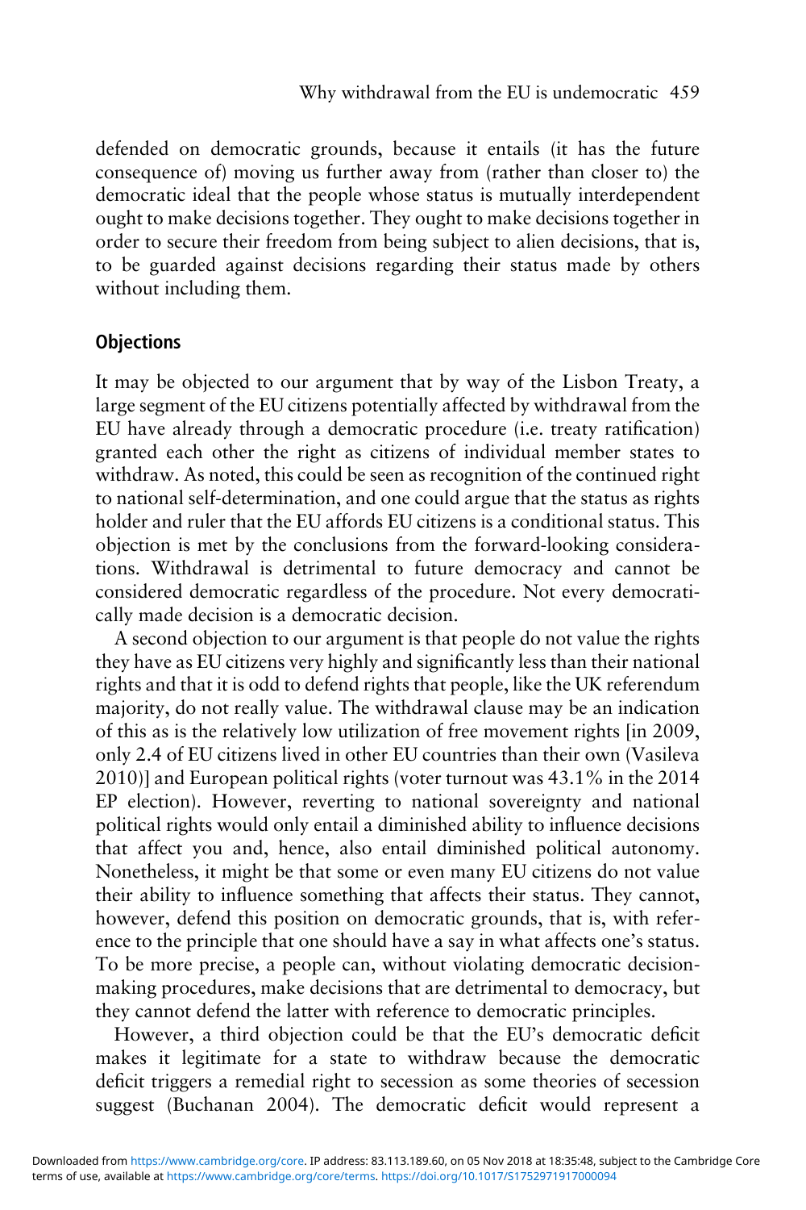defended on democratic grounds, because it entails (it has the future consequence of) moving us further away from (rather than closer to) the democratic ideal that the people whose status is mutually interdependent ought to make decisions together. They ought to make decisions together in order to secure their freedom from being subject to alien decisions, that is, to be guarded against decisions regarding their status made by others without including them.

## Objections

It may be objected to our argument that by way of the Lisbon Treaty, a large segment of the EU citizens potentially affected by withdrawal from the EU have already through a democratic procedure (i.e. treaty ratification) granted each other the right as citizens of individual member states to withdraw. As noted, this could be seen as recognition of the continued right to national self-determination, and one could argue that the status as rights holder and ruler that the EU affords EU citizens is a conditional status. This objection is met by the conclusions from the forward-looking considerations. Withdrawal is detrimental to future democracy and cannot be considered democratic regardless of the procedure. Not every democratically made decision is a democratic decision.

A second objection to our argument is that people do not value the rights they have as EU citizens very highly and significantly less than their national rights and that it is odd to defend rights that people, like the UK referendum majority, do not really value. The withdrawal clause may be an indication of this as is the relatively low utilization of free movement rights [in 2009, only 2.4 of EU citizens lived in other EU countries than their own (Vasileva 2010)] and European political rights (voter turnout was 43.1% in the 2014 EP election). However, reverting to national sovereignty and national political rights would only entail a diminished ability to influence decisions that affect you and, hence, also entail diminished political autonomy. Nonetheless, it might be that some or even many EU citizens do not value their ability to influence something that affects their status. They cannot, however, defend this position on democratic grounds, that is, with reference to the principle that one should have a say in what affects one's status. To be more precise, a people can, without violating democratic decision-making procedures, make decisions that are detrimental to democracy, but they cannot defend the latter with reference to democratic principles.

However, a third objection could be that the EU's democratic deficit makes it legitimate for a state to withdraw because the democratic deficit triggers a remedial right to secession as some theories of secession suggest (Buchanan 2004). The democratic deficit would represent a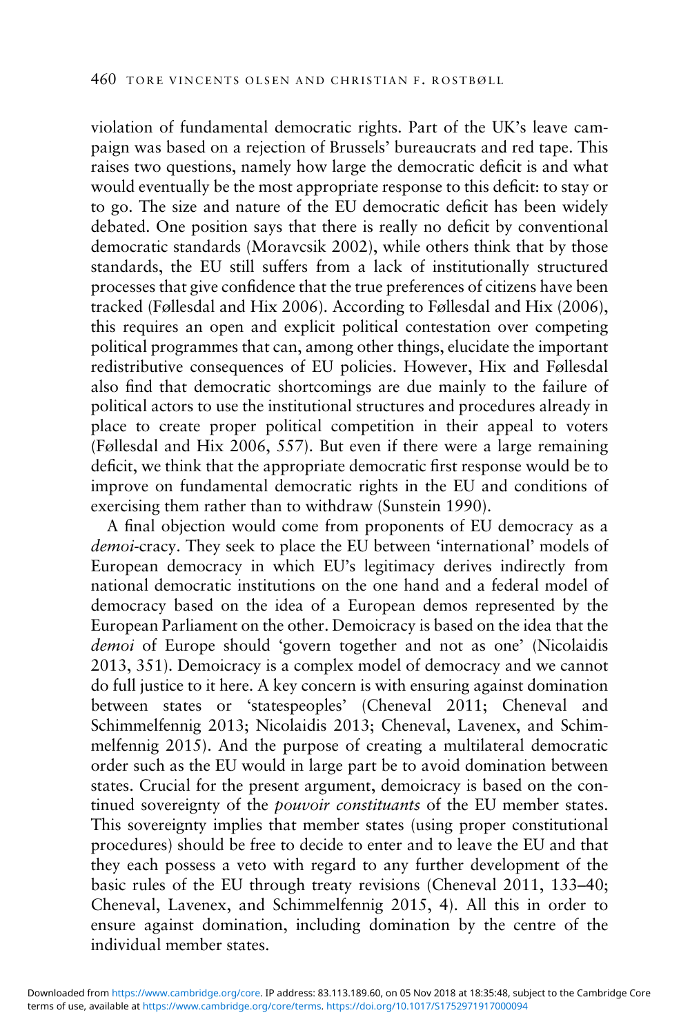violation of fundamental democratic rights. Part of the UK's leave campaign was based on a rejection of Brussels' bureaucrats and red tape. This raises two questions, namely how large the democratic deficit is and what would eventually be the most appropriate response to this deficit: to stay or to go. The size and nature of the EU democratic deficit has been widely debated. One position says that there is really no deficit by conventional democratic standards (Moravcsik 2002), while others think that by those standards, the EU still suffers from a lack of institutionally structured processes that give confidence that the true preferences of citizens have been tracked (Føllesdal and Hix 2006). According to Føllesdal and Hix (2006), this requires an open and explicit political contestation over competing political programmes that can, among other things, elucidate the important redistributive consequences of EU policies. However, Hix and Føllesdal also find that democratic shortcomings are due mainly to the failure of political actors to use the institutional structures and procedures already in place to create proper political competition in their appeal to voters (Føllesdal and Hix 2006, 557). But even if there were a large remaining deficit, we think that the appropriate democratic first response would be to improve on fundamental democratic rights in the EU and conditions of exercising them rather than to withdraw (Sunstein 1990).

A final objection would come from proponents of EU democracy as a *demoi*-cracy. They seek to place the EU between 'international' models of European democracy in which EU's legitimacy derives indirectly from national democratic institutions on the one hand and a federal model of democracy based on the idea of a European demos represented by the European Parliament on the other. Demoicracy is based on the idea that the *demoi* of Europe should 'govern together and not as one' (Nicolaidis 2013, 351). Demoicracy is a complex model of democracy and we cannot do full justice to it here. A key concern is with ensuring against domination between states or 'statespeoples' (Cheneval 2011; Cheneval and Schimmelfennig 2013; Nicolaidis 2013; Cheneval, Lavenex, and Schimmelfennig 2015). And the purpose of creating a multilateral democratic order such as the EU would in large part be to avoid domination between states. Crucial for the present argument, demoicracy is based on the continued sovereignty of the *pouvoir constituants* of the EU member states. This sovereignty implies that member states (using proper constitutional procedures) should be free to decide to enter and to leave the EU and that they each possess a veto with regard to any further development of the basic rules of the EU through treaty revisions (Cheneval 2011, 133–40; Cheneval, Lavenex, and Schimmelfennig 2015, 4). All this in order to ensure against domination, including domination by the centre of the individual member states.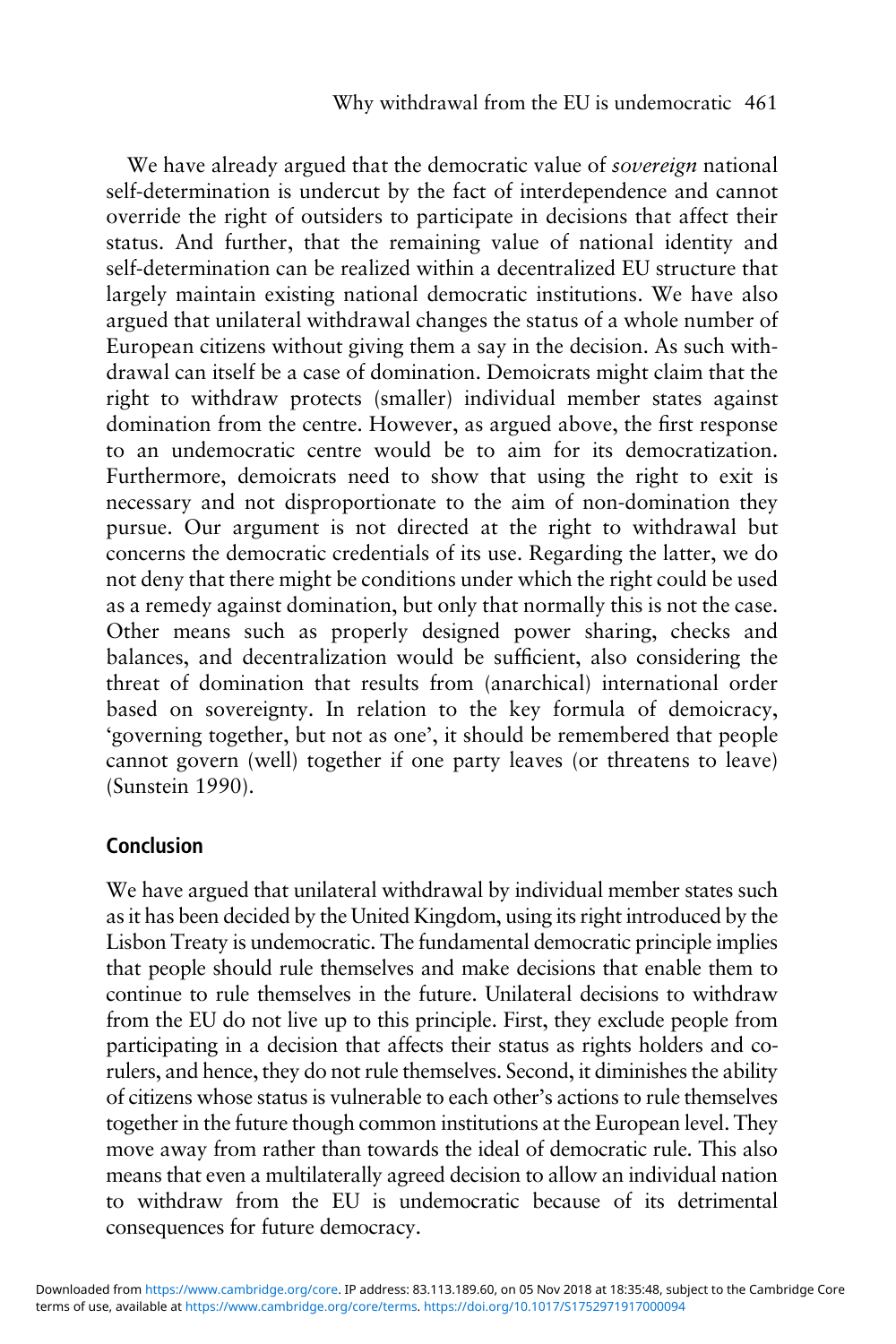We have already argued that the democratic value of *sovereign* national self-determination is undercut by the fact of interdependence and cannot override the right of outsiders to participate in decisions that affect their status. And further, that the remaining value of national identity and self-determination can be realized within a decentralized EU structure that largely maintain existing national democratic institutions. We have also argued that unilateral withdrawal changes the status of a whole number of European citizens without giving them a say in the decision. As such withdrawal can itself be a case of domination. Demoicrats might claim that the right to withdraw protects (smaller) individual member states against domination from the centre. However, as argued above, the first response to an undemocratic centre would be to aim for its democratization. Furthermore, demoicrats need to show that using the right to exit is necessary and not disproportionate to the aim of non-domination they pursue. Our argument is not directed at the right to withdrawal but concerns the democratic credentials of its use. Regarding the latter, we do not deny that there might be conditions under which the right could be used as a remedy against domination, but only that normally this is not the case. Other means such as properly designed power sharing, checks and balances, and decentralization would be sufficient, also considering the threat of domination that results from (anarchical) international order based on sovereignty. In relation to the key formula of demoicracy, 'governing together, but not as one', it should be remembered that people cannot govern (well) together if one party leaves (or threatens to leave) (Sunstein 1990).

## Conclusion

We have argued that unilateral withdrawal by individual member states such as it has been decided by the United Kingdom, using its right introduced by the Lisbon Treaty is undemocratic. The fundamental democratic principle implies that people should rule themselves and make decisions that enable them to continue to rule themselves in the future. Unilateral decisions to withdraw from the EU do not live up to this principle. First, they exclude people from participating in a decision that affects their status as rights holders and co-rulers, and hence, they do not rule themselves. Second, it diminishes the ability of citizens whose status is vulnerable to each other's actions to rule themselves together in the future though common institutions at the European level. They move away from rather than towards the ideal of democratic rule. This also means that even a multilaterally agreed decision to allow an individual nation to withdraw from the EU is undemocratic because of its detrimental consequences for future democracy.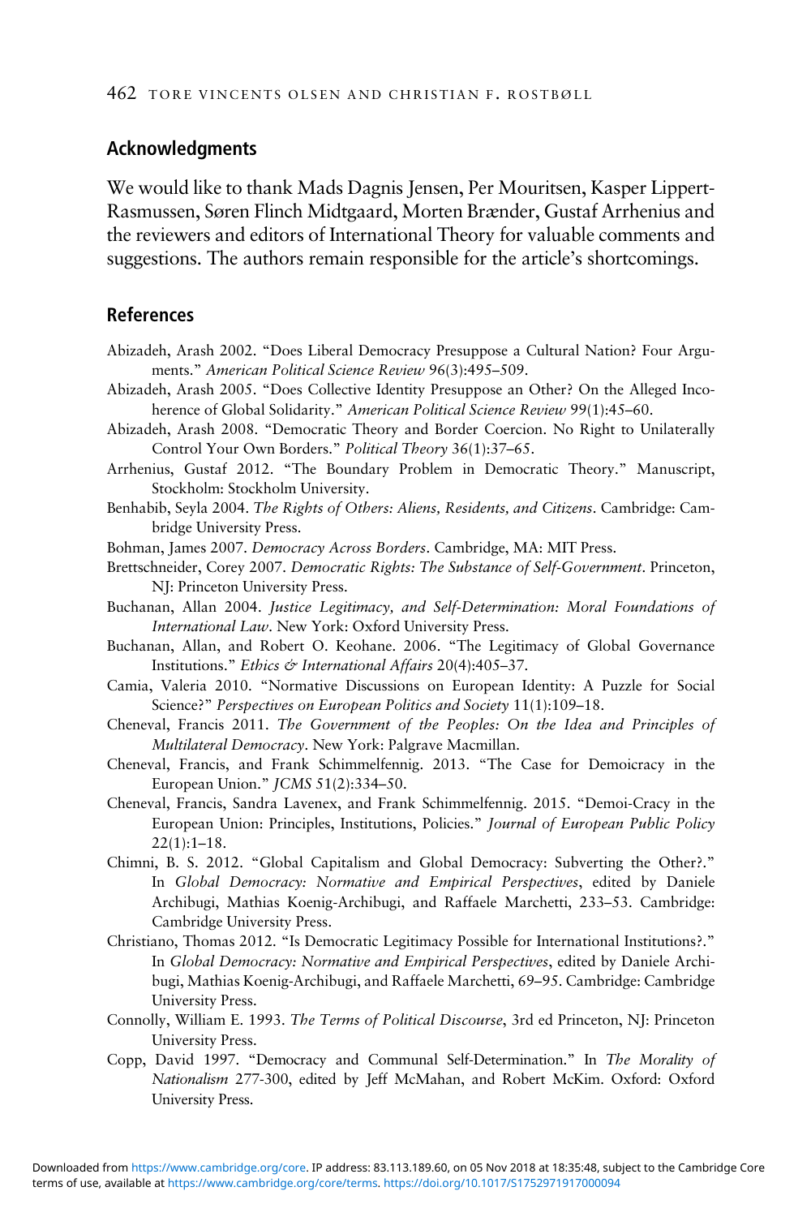## Acknowledgments

We would like to thank Mads Dagnis Jensen, Per Mouritsen, Kasper Lippert-Rasmussen, Søren Flinch Midtgaard, Morten Brænder, Gustaf Arrhenius and the reviewers and editors of International Theory for valuable comments and suggestions. The authors remain responsible for the article's shortcomings.

## References

Abizadeh, Arash 2002. "Does Liberal Democracy Presuppose a Cultural Nation? Four Arguments." *American Political Science Review* 96(3):495–509.

Abizadeh, Arash 2005. "Does Collective Identity Presuppose an Other? On the Alleged Incoherence of Global Solidarity." *American Political Science Review* 99(1):45–60.

Abizadeh, Arash 2008. "Democratic Theory and Border Coercion. No Right to Unilaterally Control Your Own Borders." *Political Theory* 36(1):37–65.

Arrhenius, Gustaf 2012. "The Boundary Problem in Democratic Theory." Manuscript, Stockholm: Stockholm University.

Benhabib, Seyla 2004. *The Rights of Others: Aliens, Residents, and Citizens*. Cambridge: Cambridge University Press.

Bohman, James 2007. *Democracy Across Borders*. Cambridge, MA: MIT Press.

Brettschneider, Corey 2007. *Democratic Rights: The Substance of Self-Government*. Princeton, NJ: Princeton University Press.

Buchanan, Allan 2004. *Justice Legitimacy, and Self-Determination: Moral Foundations of International Law*. New York: Oxford University Press.

Buchanan, Allan, and Robert O. Keohane. 2006. "The Legitimacy of Global Governance Institutions." *Ethics & International Affairs* 20(4):405–37.

Camia, Valeria 2010. "Normative Discussions on European Identity: A Puzzle for Social Science?" *Perspectives on European Politics and Society* 11(1):109–18.

Cheneval, Francis 2011. *The Government of the Peoples: On the Idea and Principles of Multilateral Democracy*. New York: Palgrave Macmillan.

Cheneval, Francis, and Frank Schimmelfennig. 2013. "The Case for Demoicracy in the European Union." *JCMS* 51(2):334–50.

Cheneval, Francis, Sandra Lavenex, and Frank Schimmelfennig. 2015. "Demoi-Cracy in the European Union: Principles, Institutions, Policies." *Journal of European Public Policy* 22(1):1–18.

Chimni, B. S. 2012. "Global Capitalism and Global Democracy: Subverting the Other?." In *Global Democracy: Normative and Empirical Perspectives*, edited by Daniele Archibugi, Mathias Koenig-Archibugi, and Raffaele Marchetti, 233–53. Cambridge: Cambridge University Press.

Christiano, Thomas 2012. "Is Democratic Legitimacy Possible for International Institutions?." In *Global Democracy: Normative and Empirical Perspectives*, edited by Daniele Archibugi, Mathias Koenig-Archibugi, and Raffaele Marchetti, 69–95. Cambridge: Cambridge University Press.

Connolly, William E. 1993. *The Terms of Political Discourse*, 3rd ed Princeton, NJ: Princeton University Press.

Copp, David 1997. "Democracy and Communal Self-Determination." In *The Morality of Nationalism* 277-300, edited by Jeff McMahan, and Robert McKim. Oxford: Oxford University Press.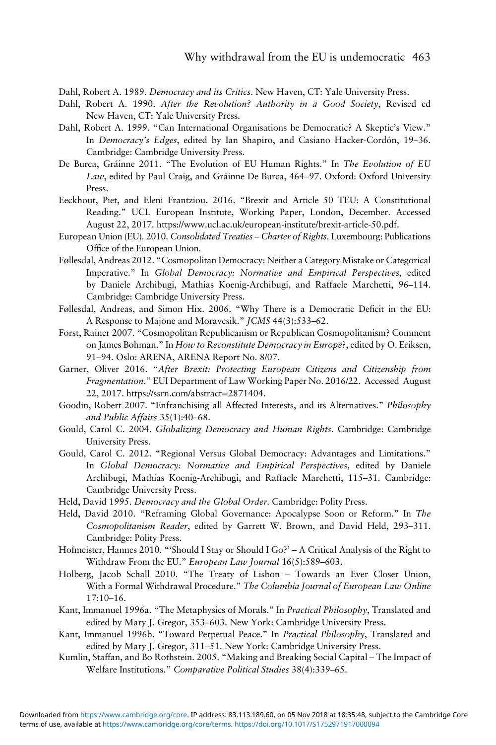Dahl, Robert A. 1989. *Democracy and its Critics*. New Haven, CT: Yale University Press.

Dahl, Robert A. 1990. *After the Revolution? Authority in a Good Society*, Revised ed New Haven, CT: Yale University Press.

Dahl, Robert A. 1999. "Can International Organisations be Democratic? A Skeptic's View." In *Democracy's Edges*, edited by Ian Shapiro, and Casiano Hacker-Cordón, 19–36. Cambridge: Cambridge University Press.

De Burca, Gráinne 2011. "The Evolution of EU Human Rights." In *The Evolution of EU Law*, edited by Paul Craig, and Gráinne De Burca, 464–97. Oxford: Oxford University Press.

Eeckhout, Piet, and Eleni Frantziou. 2016. "Brexit and Article 50 TEU: A Constitutional Reading." UCL European Institute, Working Paper, London, December. Accessed August 22, 2017. https://www.ucl.ac.uk/european-institute/brexit-article-50.pdf.

European Union (EU). 2010. *Consolidated Treaties – Charter of Rights*. Luxembourg: Publications Office of the European Union.

Føllesdal, Andreas 2012. "Cosmopolitan Democracy: Neither a Category Mistake or Categorical Imperative." In *Global Democracy: Normative and Empirical Perspectives*, edited by Daniele Archibugi, Mathias Koenig-Archibugi, and Raffaele Marchetti, 96–114. Cambridge: Cambridge University Press.

Føllesdal, Andreas, and Simon Hix. 2006. "Why There is a Democratic Deficit in the EU: A Response to Majone and Moravcsik." *JCMS* 44(3):533–62.

Forst, Rainer 2007. "Cosmopolitan Republicanism or Republican Cosmopolitanism? Comment on James Bohman." In *How to Reconstitute Democracy in Europe*?, edited by O. Eriksen, 91–94. Oslo: ARENA, ARENA Report No. 8/07.

Garner, Oliver 2016. "*After Brexit: Protecting European Citizens and Citizenship from Fragmentation*." EUI Department of Law Working Paper No. 2016/22. Accessed August 22, 2017. https://ssrn.com/abstract=2871404.

Goodin, Robert 2007. "Enfranchising all Affected Interests, and its Alternatives." *Philosophy and Public Affairs* 35(1):40–68.

Gould, Carol C. 2004. *Globalizing Democracy and Human Rights*. Cambridge: Cambridge University Press.

Gould, Carol C. 2012. "Regional Versus Global Democracy: Advantages and Limitations." In *Global Democracy: Normative and Empirical Perspectives*, edited by Daniele Archibugi, Mathias Koenig-Archibugi, and Raffaele Marchetti, 115–31. Cambridge: Cambridge University Press.

Held, David 1995. *Democracy and the Global Order*. Cambridge: Polity Press.

Held, David 2010. "Reframing Global Governance: Apocalypse Soon or Reform." In *The Cosmopolitanism Reader*, edited by Garrett W. Brown, and David Held, 293–311. Cambridge: Polity Press.

Hofmeister, Hannes 2010. "'Should I Stay or Should I Go?' – A Critical Analysis of the Right to Withdraw From the EU." *European Law Journal* 16(5):589–603.

Holberg, Jacob Schall 2010. "The Treaty of Lisbon – Towards an Ever Closer Union, With a Formal Withdrawal Procedure." *The Columbia Journal of European Law Online* 17:10–16.

Kant, Immanuel 1996a. "The Metaphysics of Morals." In *Practical Philosophy*, Translated and edited by Mary J. Gregor, 353–603. New York: Cambridge University Press.

Kant, Immanuel 1996b. "Toward Perpetual Peace." In *Practical Philosophy*, Translated and edited by Mary J. Gregor, 311–51. New York: Cambridge University Press.

Kumlin, Staffan, and Bo Rothstein. 2005. "Making and Breaking Social Capital – The Impact of Welfare Institutions." *Comparative Political Studies* 38(4):339–65.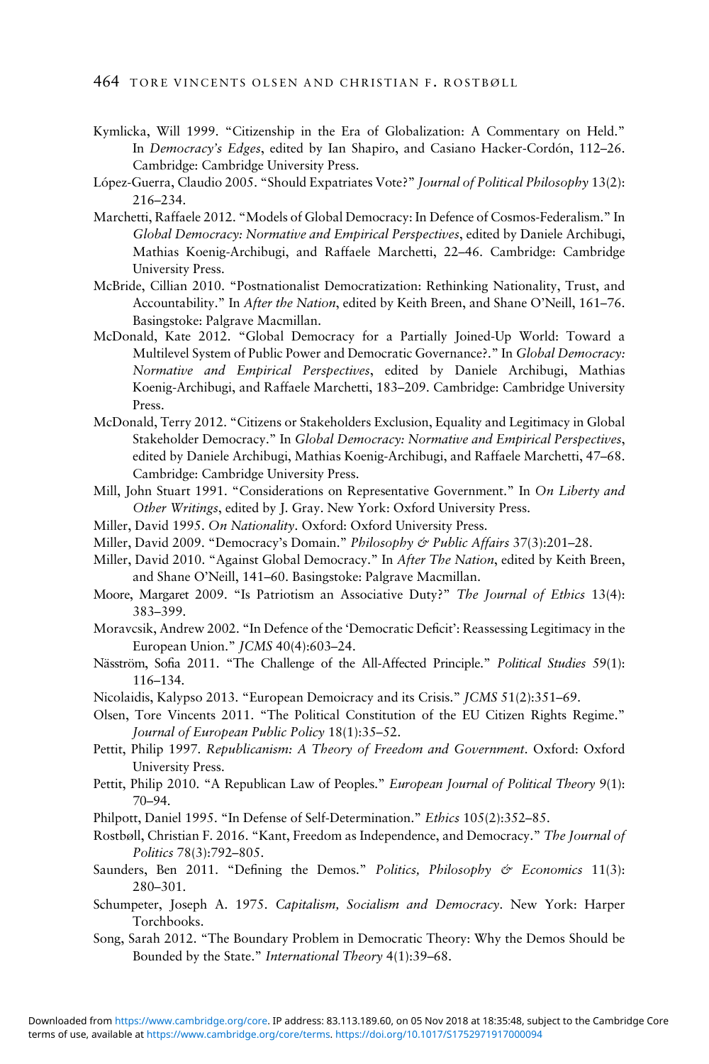Kymlicka, Will 1999. "Citizenship in the Era of Globalization: A Commentary on Held." In *Democracy's Edges*, edited by Ian Shapiro, and Casiano Hacker-Cordón, 112–26. Cambridge: Cambridge University Press.

López-Guerra, Claudio 2005. "Should Expatriates Vote?" *Journal of Political Philosophy* 13(2): 216–234.

Marchetti, Raffaele 2012. "Models of Global Democracy: In Defence of Cosmos-Federalism." In *Global Democracy: Normative and Empirical Perspectives*, edited by Daniele Archibugi, Mathias Koenig-Archibugi, and Raffaele Marchetti, 22–46. Cambridge: Cambridge University Press.

McBride, Cillian 2010. "Postnationalist Democratization: Rethinking Nationality, Trust, and Accountability." In *After the Nation*, edited by Keith Breen, and Shane O'Neill, 161–76. Basingstoke: Palgrave Macmillan.

McDonald, Kate 2012. "Global Democracy for a Partially Joined-Up World: Toward a Multilevel System of Public Power and Democratic Governance?." In *Global Democracy: Normative and Empirical Perspectives*, edited by Daniele Archibugi, Mathias Koenig-Archibugi, and Raffaele Marchetti, 183–209. Cambridge: Cambridge University Press.

McDonald, Terry 2012. "Citizens or Stakeholders Exclusion, Equality and Legitimacy in Global Stakeholder Democracy." In *Global Democracy: Normative and Empirical Perspectives*, edited by Daniele Archibugi, Mathias Koenig-Archibugi, and Raffaele Marchetti, 47–68. Cambridge: Cambridge University Press.

Mill, John Stuart 1991. "Considerations on Representative Government." In *On Liberty and Other Writings*, edited by J. Gray. New York: Oxford University Press.

Miller, David 1995. *On Nationality*. Oxford: Oxford University Press.

Miller, David 2009. "Democracy's Domain." *Philosophy & Public Affairs* 37(3):201–28.

Miller, David 2010. "Against Global Democracy." In *After The Nation*, edited by Keith Breen, and Shane O'Neill, 141–60. Basingstoke: Palgrave Macmillan.

Moore, Margaret 2009. "Is Patriotism an Associative Duty?" *The Journal of Ethics* 13(4): 383–399.

Moravcsik, Andrew 2002. "In Defence of the 'Democratic Deficit': Reassessing Legitimacy in the European Union." *JCMS* 40(4):603–24.

Näsström, Sofia 2011. "The Challenge of the All-Affected Principle." *Political Studies* 59(1): 116–134.

Nicolaidis, Kalypso 2013. "European Demoicracy and its Crisis." *JCMS* 51(2):351–69.

Olsen, Tore Vincents 2011. "The Political Constitution of the EU Citizen Rights Regime." *Journal of European Public Policy* 18(1):35–52.

Pettit, Philip 1997. *Republicanism: A Theory of Freedom and Government*. Oxford: Oxford University Press.

Pettit, Philip 2010. "A Republican Law of Peoples." *European Journal of Political Theory* 9(1): 70–94.

Philpott, Daniel 1995. "In Defense of Self-Determination." *Ethics* 105(2):352–85.

Rostbøll, Christian F. 2016. "Kant, Freedom as Independence, and Democracy." *The Journal of Politics* 78(3):792–805.

Saunders, Ben 2011. "Defining the Demos." *Politics, Philosophy & Economics* 11(3): 280–301.

Schumpeter, Joseph A. 1975. *Capitalism, Socialism and Democracy*. New York: Harper Torchbooks.

Song, Sarah 2012. "The Boundary Problem in Democratic Theory: Why the Demos Should be Bounded by the State." *International Theory* 4(1):39–68.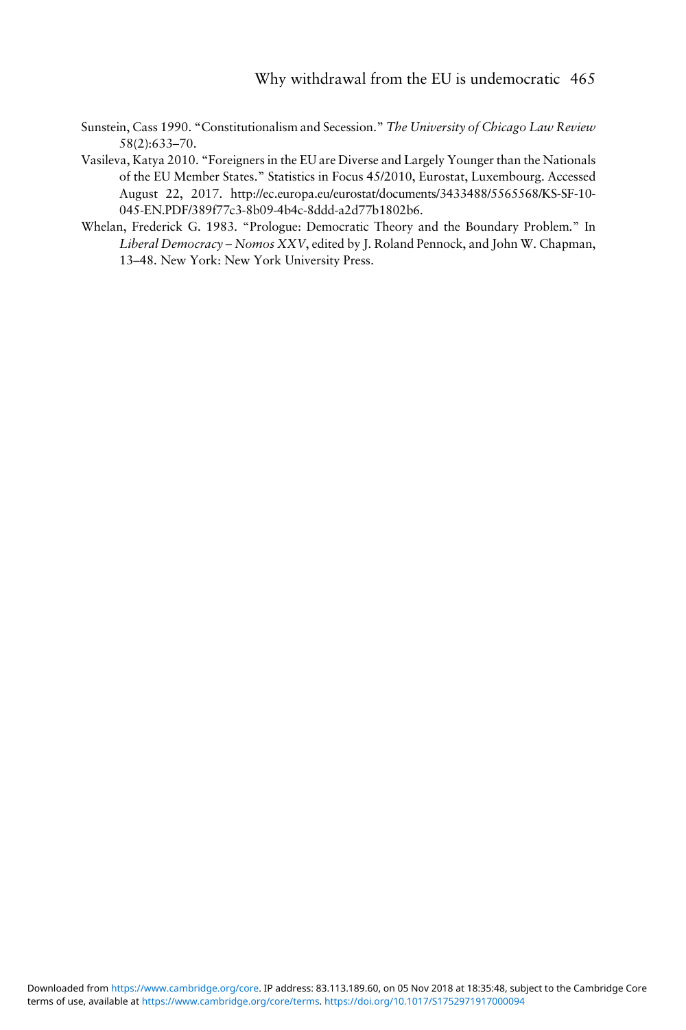Sunstein, Cass 1990. "Constitutionalism and Secession." *The University of Chicago Law Review* 58(2):633–70.

Vasileva, Katya 2010. "Foreigners in the EU are Diverse and Largely Younger than the Nationals of the EU Member States." Statistics in Focus 45/2010, Eurostat, Luxembourg. Accessed August 22, 2017. http://ec.europa.eu/eurostat/documents/3433488/5565568/KS-SF-10-045-EN.PDF/389f77c3-8b09-4b4c-8ddd-a2d77b1802b6.

Whelan, Frederick G. 1983. "Prologue: Democratic Theory and the Boundary Problem." In *Liberal Democracy – Nomos XXV*, edited by J. Roland Pennock, and John W. Chapman, 13–48. New York: New York University Press.